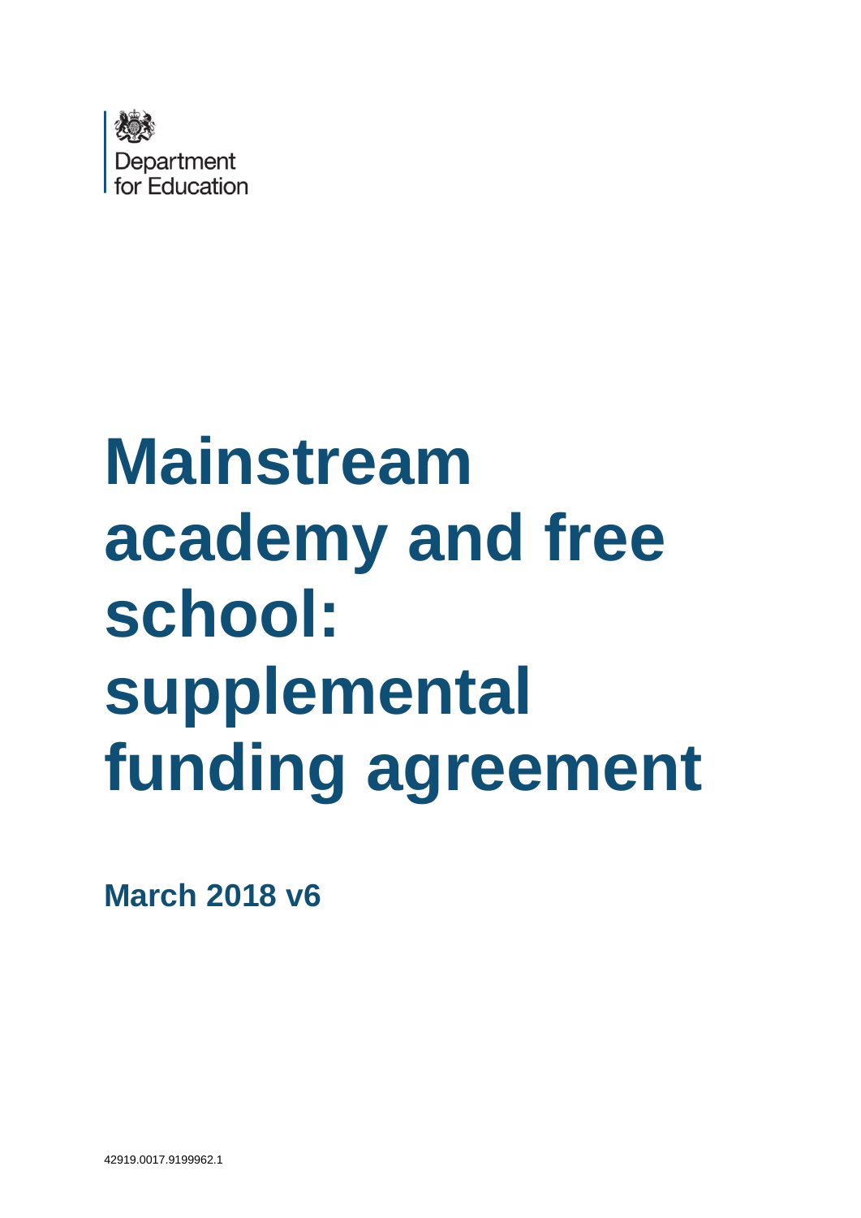Department for Education

# Mainstream academy and free school: supplemental funding agreement

**March 2018 v6**

42919.0017.9199962.1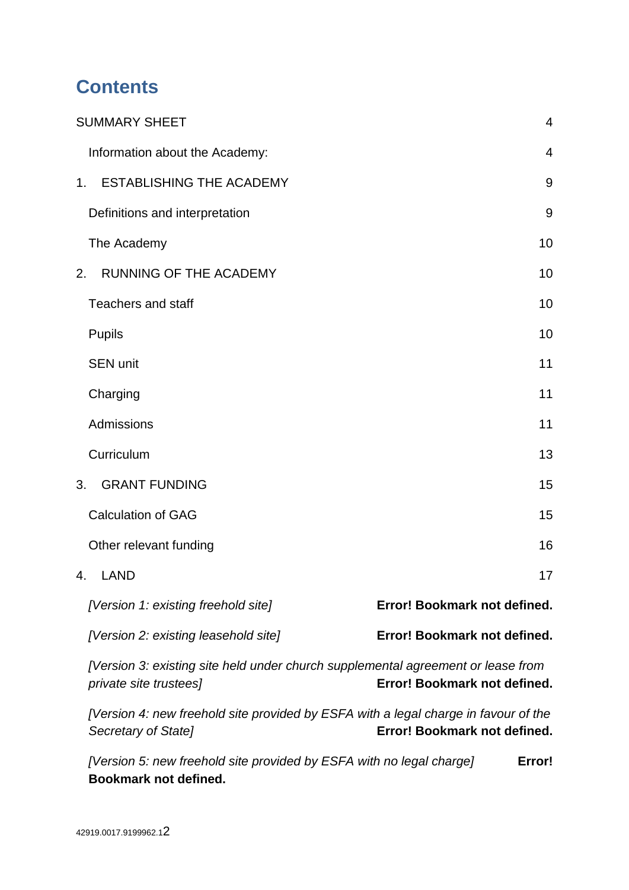# Contents

SUMMARY SHEET 4

Information about the Academy: 4

1. ESTABLISHING THE ACADEMY 9

Definitions and interpretation 9

The Academy 10

2. RUNNING OF THE ACADEMY 10

Teachers and staff 10

Pupils 10

SEN unit 11

Charging 11

Admissions 11

Curriculum 13

3. GRANT FUNDING 15

Calculation of GAG 15

Other relevant funding 16

4. LAND 17

*[Version 1: existing freehold site]* **Error! Bookmark not defined.**

*[Version 2: existing leasehold site]* **Error! Bookmark not defined.**

*[Version 3: existing site held under church supplemental agreement or lease from private site trustees]* **Error! Bookmark not defined.**

*[Version 4: new freehold site provided by ESFA with a legal charge in favour of the Secretary of State]* **Error! Bookmark not defined.**

*[Version 5: new freehold site provided by ESFA with no legal charge]* **Error! Bookmark not defined.**

42919.0017.9199962.1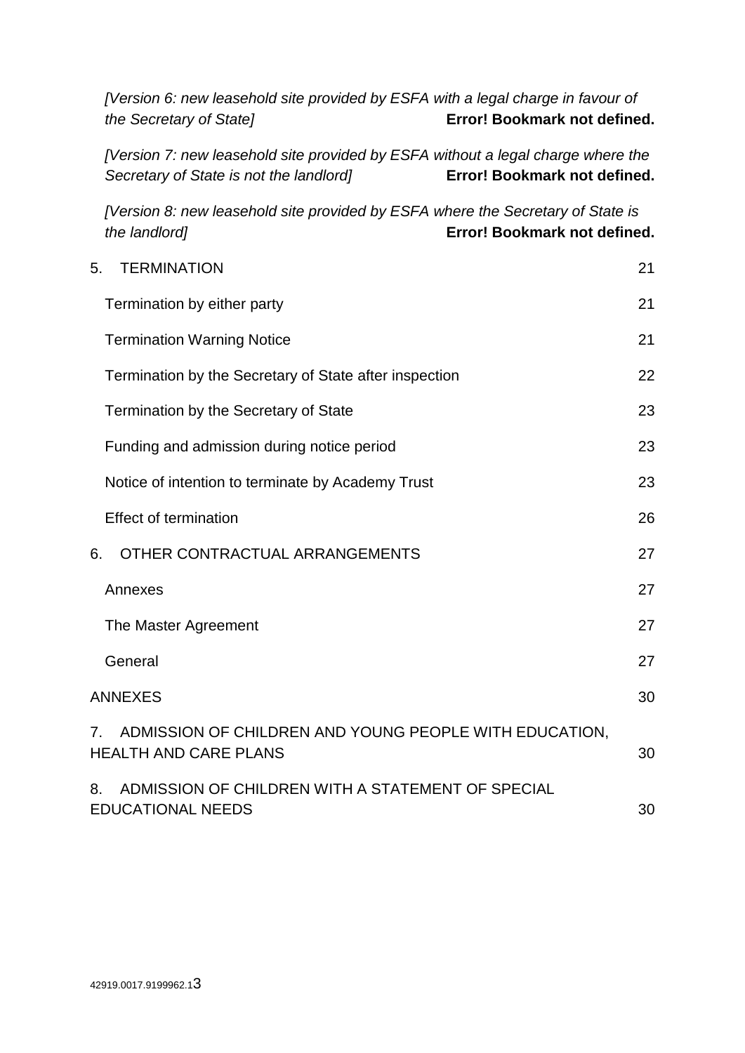*[Version 6: new leasehold site provided by ESFA with a legal charge in favour of the Secretary of State]* **Error! Bookmark not defined.**

*[Version 7: new leasehold site provided by ESFA without a legal charge where the Secretary of State is not the landlord]* **Error! Bookmark not defined.**

*[Version 8: new leasehold site provided by ESFA where the Secretary of State is the landlord]* **Error! Bookmark not defined.**

5. TERMINATION 21

Termination by either party 21

Termination Warning Notice 21

Termination by the Secretary of State after inspection 22

Termination by the Secretary of State 23

Funding and admission during notice period 23

Notice of intention to terminate by Academy Trust 23

Effect of termination 26

6. OTHER CONTRACTUAL ARRANGEMENTS 27

Annexes 27

The Master Agreement 27

General 27

ANNEXES 30

7. ADMISSION OF CHILDREN AND YOUNG PEOPLE WITH EDUCATION, HEALTH AND CARE PLANS 30

8. ADMISSION OF CHILDREN WITH A STATEMENT OF SPECIAL EDUCATIONAL NEEDS 30

42919.0017.9199962.1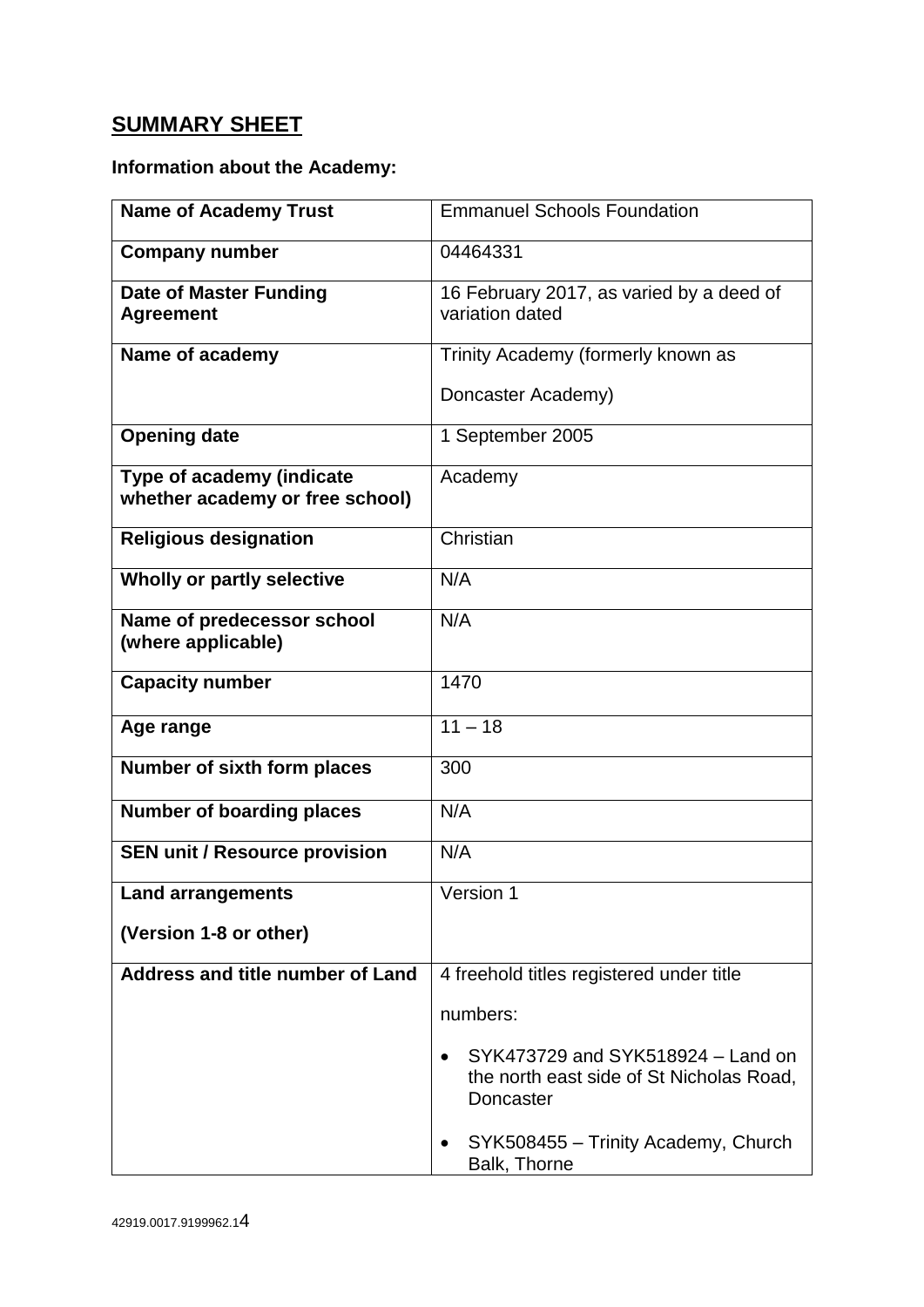## SUMMARY SHEET

**Information about the Academy:**

| **Name of Academy Trust** | Emmanuel Schools Foundation |
|---|---|
| **Company number** | 04464331 |
| **Date of Master Funding Agreement** | 16 February 2017, as varied by a deed of variation dated |
| **Name of academy** | Trinity Academy (formerly known as Doncaster Academy) |
| **Opening date** | 1 September 2005 |
| **Type of academy (indicate whether academy or free school)** | Academy |
| **Religious designation** | Christian |
| **Wholly or partly selective** | N/A |
| **Name of predecessor school (where applicable)** | N/A |
| **Capacity number** | 1470 |
| **Age range** | 11 – 18 |
| **Number of sixth form places** | 300 |
| **Number of boarding places** | N/A |
| **SEN unit / Resource provision** | N/A |
| **Land arrangements (Version 1-8 or other)** | Version 1 |
| **Address and title number of Land** | 4 freehold titles registered under title numbers: <br> • SYK473729 and SYK518924 – Land on the north east side of St Nicholas Road, Doncaster <br> • SYK508455 – Trinity Academy, Church Balk, Thorne |

42919.0017.9199962.1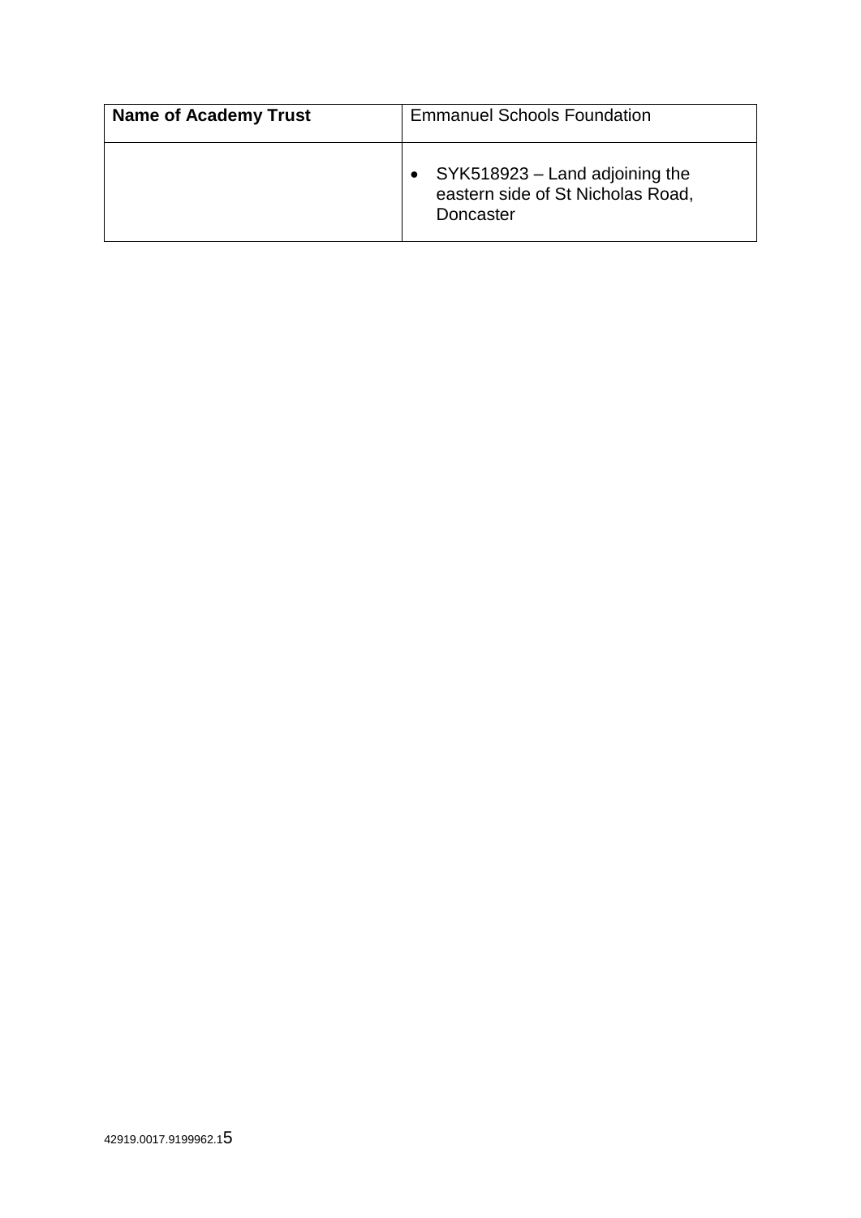| **Name of Academy Trust** | Emmanuel Schools Foundation |
|---|---|
| | • SYK518923 – Land adjoining the eastern side of St Nicholas Road, Doncaster |

42919.0017.9199962.1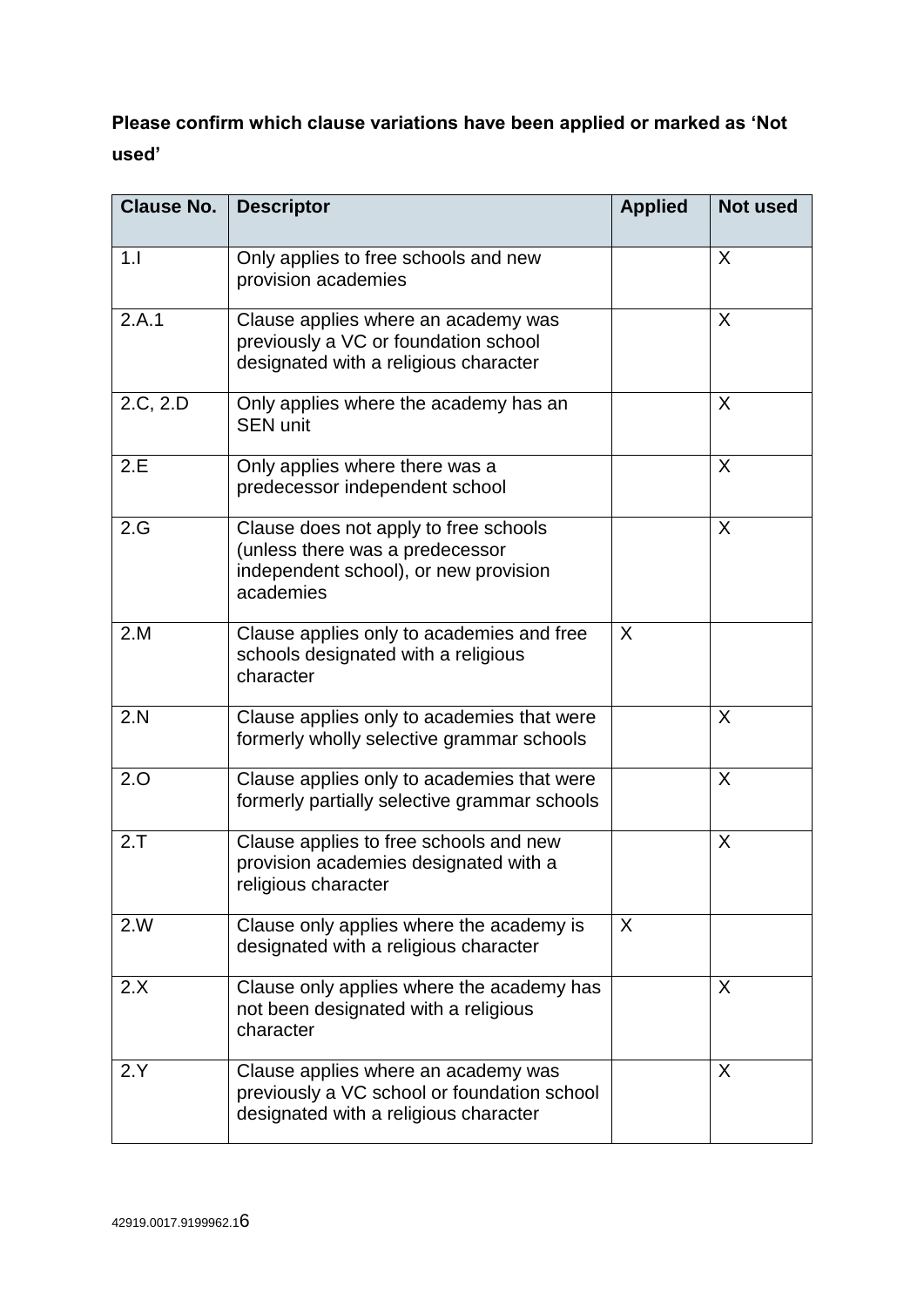**Please confirm which clause variations have been applied or marked as 'Not used'**

| Clause No. | Descriptor | Applied | Not used |
|---|---|---|---|
| 1.I | Only applies to free schools and new provision academies | | X |
| 2.A.1 | Clause applies where an academy was previously a VC or foundation school designated with a religious character | | X |
| 2.C, 2.D | Only applies where the academy has an SEN unit | | X |
| 2.E | Only applies where there was a predecessor independent school | | X |
| 2.G | Clause does not apply to free schools (unless there was a predecessor independent school), or new provision academies | | X |
| 2.M | Clause applies only to academies and free schools designated with a religious character | X | |
| 2.N | Clause applies only to academies that were formerly wholly selective grammar schools | | X |
| 2.O | Clause applies only to academies that were formerly partially selective grammar schools | | X |
| 2.T | Clause applies to free schools and new provision academies designated with a religious character | | X |
| 2.W | Clause only applies where the academy is designated with a religious character | X | |
| 2.X | Clause only applies where the academy has not been designated with a religious character | | X |
| 2.Y | Clause applies where an academy was previously a VC school or foundation school designated with a religious character | | X |

42919.0017.9199962.1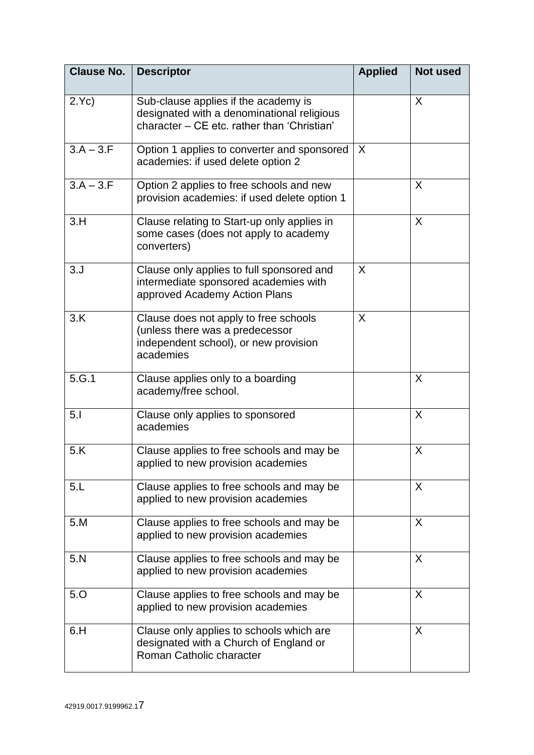| Clause No. | Descriptor | Applied | Not used |
| --- | --- | --- | --- |
| 2.Yc) | Sub-clause applies if the academy is designated with a denominational religious character – CE etc. rather than 'Christian' | | X |
| 3.A – 3.F | Option 1 applies to converter and sponsored academies: if used delete option 2 | X | |
| 3.A – 3.F | Option 2 applies to free schools and new provision academies: if used delete option 1 | | X |
| 3.H | Clause relating to Start-up only applies in some cases (does not apply to academy converters) | | X |
| 3.J | Clause only applies to full sponsored and intermediate sponsored academies with approved Academy Action Plans | X | |
| 3.K | Clause does not apply to free schools (unless there was a predecessor independent school), or new provision academies | X | |
| 5.G.1 | Clause applies only to a boarding academy/free school. | | X |
| 5.I | Clause only applies to sponsored academies | | X |
| 5.K | Clause applies to free schools and may be applied to new provision academies | | X |
| 5.L | Clause applies to free schools and may be applied to new provision academies | | X |
| 5.M | Clause applies to free schools and may be applied to new provision academies | | X |
| 5.N | Clause applies to free schools and may be applied to new provision academies | | X |
| 5.O | Clause applies to free schools and may be applied to new provision academies | | X |
| 6.H | Clause only applies to schools which are designated with a Church of England or Roman Catholic character | | X |

42919.0017.9199962.1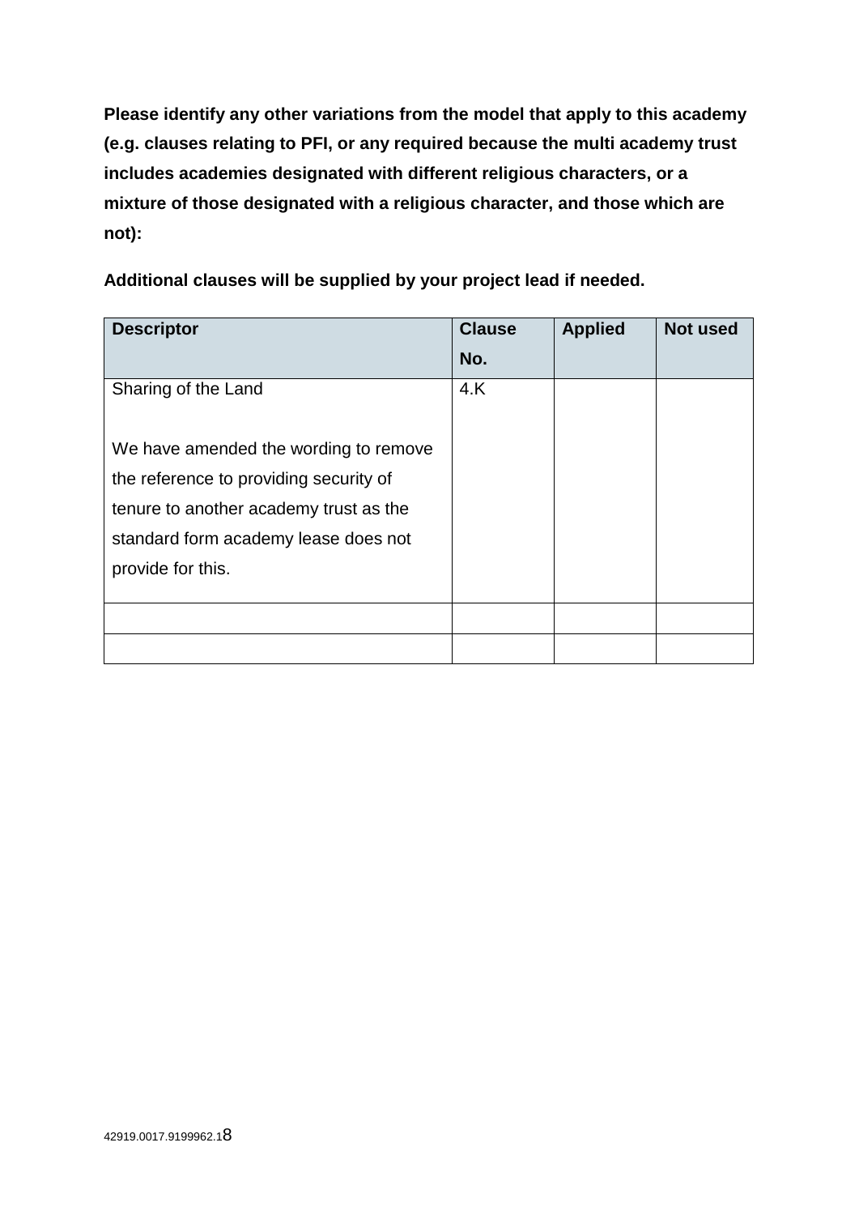**Please identify any other variations from the model that apply to this academy (e.g. clauses relating to PFI, or any required because the multi academy trust includes academies designated with different religious characters, or a mixture of those designated with a religious character, and those which are not):**

**Additional clauses will be supplied by your project lead if needed.**

| Descriptor | Clause No. | Applied | Not used |
|---|---|---|---|
| Sharing of the Land<br><br>We have amended the wording to remove the reference to providing security of tenure to another academy trust as the standard form academy lease does not provide for this. | 4.K | | |
| | | | |
| | | | |

42919.0017.9199962.1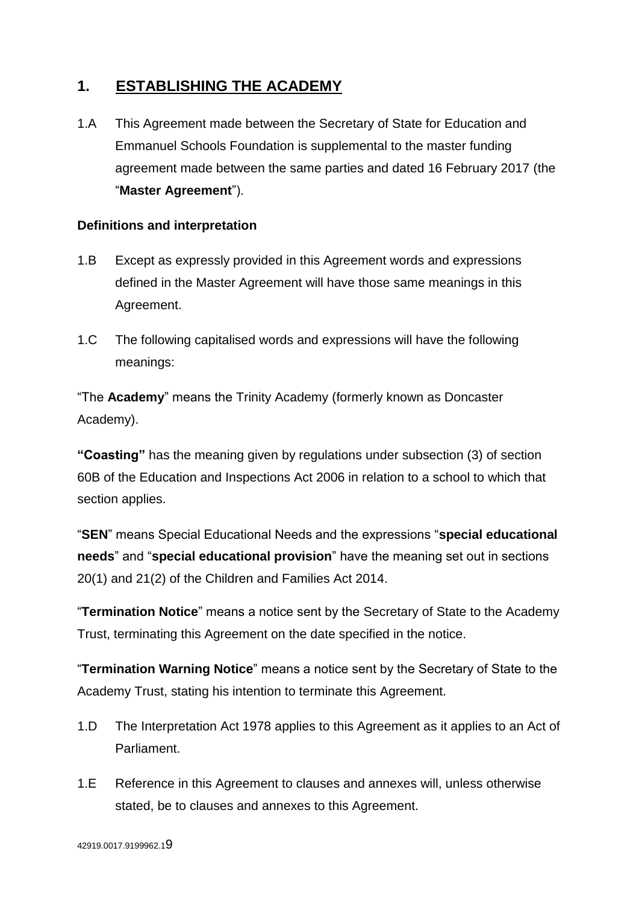## 1. ESTABLISHING THE ACADEMY

1.A This Agreement made between the Secretary of State for Education and Emmanuel Schools Foundation is supplemental to the master funding agreement made between the same parties and dated 16 February 2017 (the "**Master Agreement**").

**Definitions and interpretation**

1.B Except as expressly provided in this Agreement words and expressions defined in the Master Agreement will have those same meanings in this Agreement.

1.C The following capitalised words and expressions will have the following meanings:

"The **Academy**" means the Trinity Academy (formerly known as Doncaster Academy).

**"Coasting"** has the meaning given by regulations under subsection (3) of section 60B of the Education and Inspections Act 2006 in relation to a school to which that section applies.

"**SEN**" means Special Educational Needs and the expressions "**special educational needs**" and "**special educational provision**" have the meaning set out in sections 20(1) and 21(2) of the Children and Families Act 2014.

"**Termination Notice**" means a notice sent by the Secretary of State to the Academy Trust, terminating this Agreement on the date specified in the notice.

"**Termination Warning Notice**" means a notice sent by the Secretary of State to the Academy Trust, stating his intention to terminate this Agreement.

1.D The Interpretation Act 1978 applies to this Agreement as it applies to an Act of Parliament.

1.E Reference in this Agreement to clauses and annexes will, unless otherwise stated, be to clauses and annexes to this Agreement.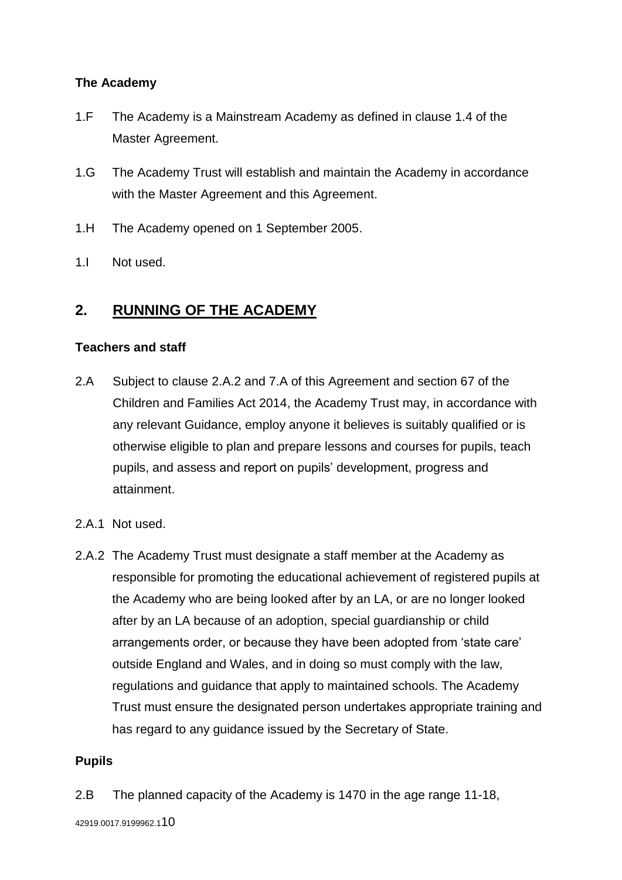### The Academy

1.F The Academy is a Mainstream Academy as defined in clause 1.4 of the Master Agreement.

1.G The Academy Trust will establish and maintain the Academy in accordance with the Master Agreement and this Agreement.

1.H The Academy opened on 1 September 2005.

1.I Not used.

## 2. RUNNING OF THE ACADEMY

### Teachers and staff

2.A Subject to clause 2.A.2 and 7.A of this Agreement and section 67 of the Children and Families Act 2014, the Academy Trust may, in accordance with any relevant Guidance, employ anyone it believes is suitably qualified or is otherwise eligible to plan and prepare lessons and courses for pupils, teach pupils, and assess and report on pupils' development, progress and attainment.

2.A.1 Not used.

2.A.2 The Academy Trust must designate a staff member at the Academy as responsible for promoting the educational achievement of registered pupils at the Academy who are being looked after by an LA, or are no longer looked after by an LA because of an adoption, special guardianship or child arrangements order, or because they have been adopted from 'state care' outside England and Wales, and in doing so must comply with the law, regulations and guidance that apply to maintained schools. The Academy Trust must ensure the designated person undertakes appropriate training and has regard to any guidance issued by the Secretary of State.

### Pupils

2.B The planned capacity of the Academy is 1470 in the age range 11-18,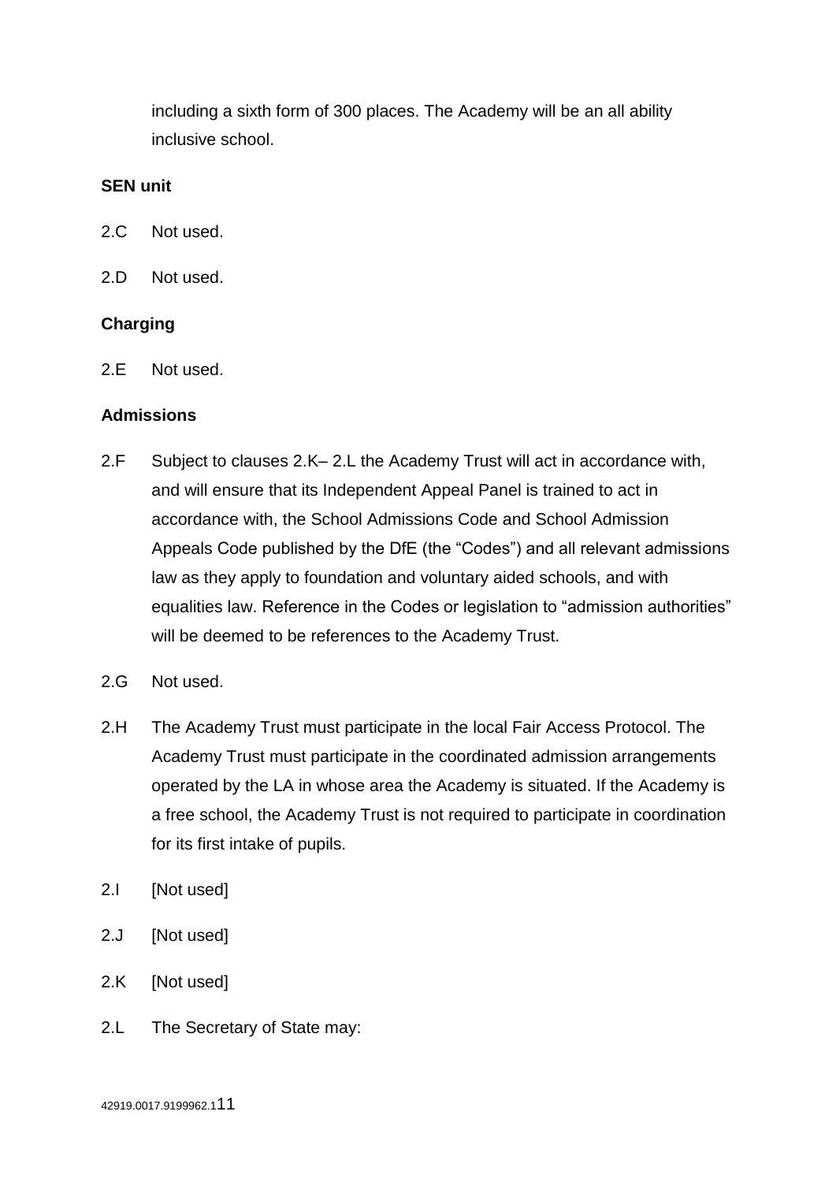including a sixth form of 300 places. The Academy will be an all ability inclusive school.

**SEN unit**

2.C Not used.

2.D Not used.

**Charging**

2.E Not used.

**Admissions**

2.F Subject to clauses 2.K– 2.L the Academy Trust will act in accordance with, and will ensure that its Independent Appeal Panel is trained to act in accordance with, the School Admissions Code and School Admission Appeals Code published by the DfE (the "Codes") and all relevant admissions law as they apply to foundation and voluntary aided schools, and with equalities law. Reference in the Codes or legislation to "admission authorities" will be deemed to be references to the Academy Trust.

2.G Not used.

2.H The Academy Trust must participate in the local Fair Access Protocol. The Academy Trust must participate in the coordinated admission arrangements operated by the LA in whose area the Academy is situated. If the Academy is a free school, the Academy Trust is not required to participate in coordination for its first intake of pupils.

2.I [Not used]

2.J [Not used]

2.K [Not used]

2.L The Secretary of State may: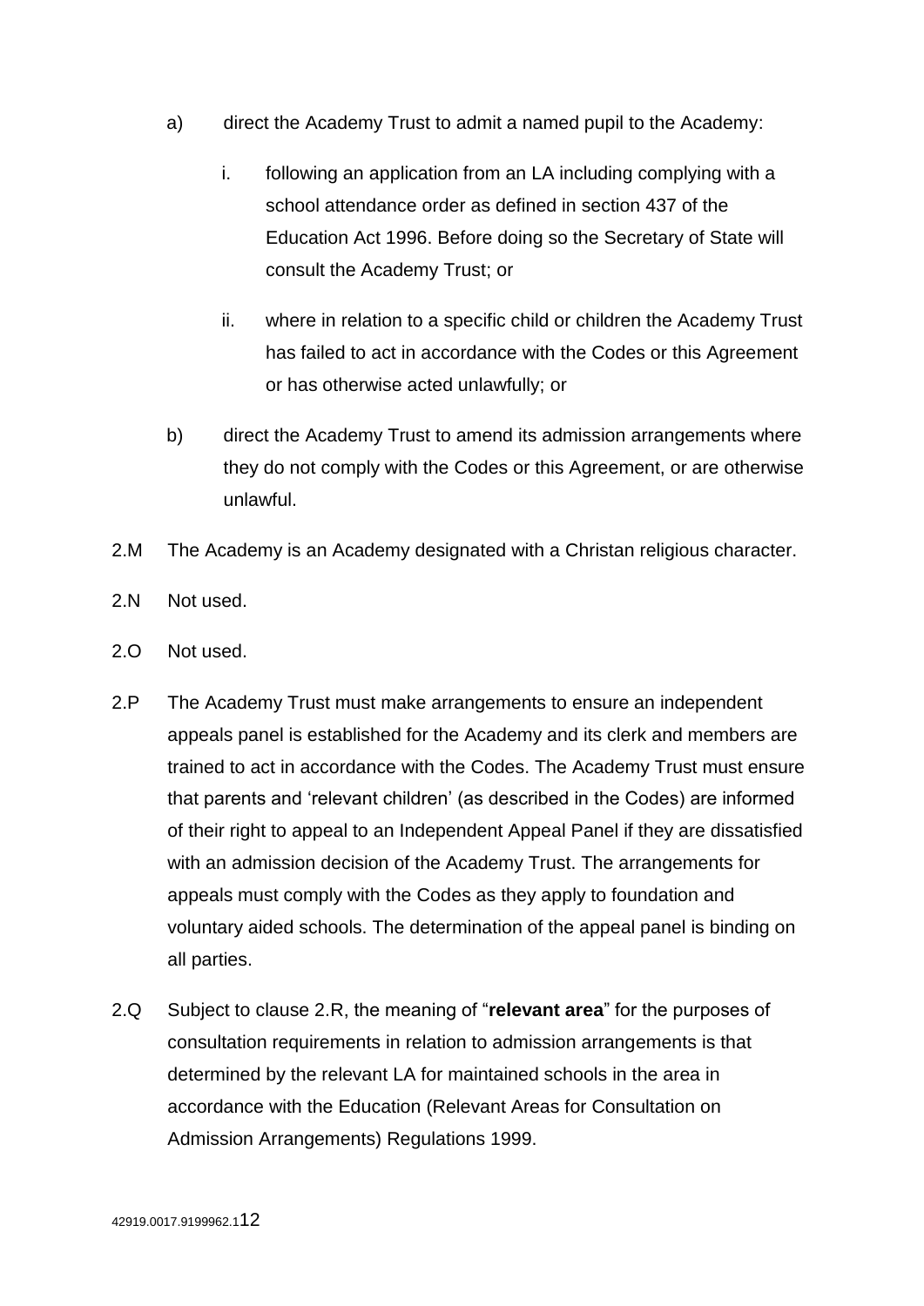a) direct the Academy Trust to admit a named pupil to the Academy:

   i. following an application from an LA including complying with a school attendance order as defined in section 437 of the Education Act 1996. Before doing so the Secretary of State will consult the Academy Trust; or

   ii. where in relation to a specific child or children the Academy Trust has failed to act in accordance with the Codes or this Agreement or has otherwise acted unlawfully; or

b) direct the Academy Trust to amend its admission arrangements where they do not comply with the Codes or this Agreement, or are otherwise unlawful.

2.M The Academy is an Academy designated with a Christan religious character.

2.N Not used.

2.O Not used.

2.P The Academy Trust must make arrangements to ensure an independent appeals panel is established for the Academy and its clerk and members are trained to act in accordance with the Codes. The Academy Trust must ensure that parents and 'relevant children' (as described in the Codes) are informed of their right to appeal to an Independent Appeal Panel if they are dissatisfied with an admission decision of the Academy Trust. The arrangements for appeals must comply with the Codes as they apply to foundation and voluntary aided schools. The determination of the appeal panel is binding on all parties.

2.Q Subject to clause 2.R, the meaning of "**relevant area**" for the purposes of consultation requirements in relation to admission arrangements is that determined by the relevant LA for maintained schools in the area in accordance with the Education (Relevant Areas for Consultation on Admission Arrangements) Regulations 1999.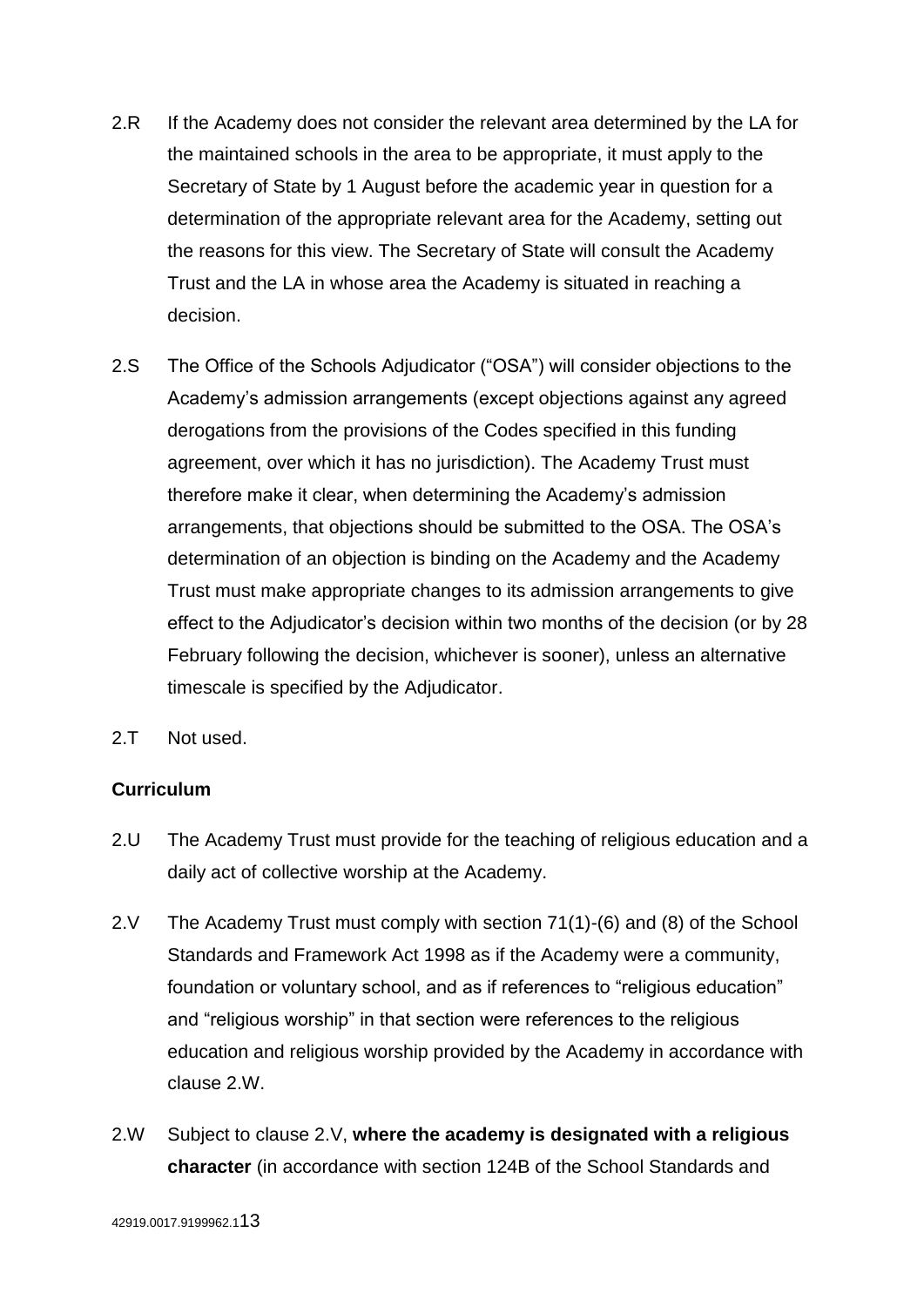2.R If the Academy does not consider the relevant area determined by the LA for the maintained schools in the area to be appropriate, it must apply to the Secretary of State by 1 August before the academic year in question for a determination of the appropriate relevant area for the Academy, setting out the reasons for this view. The Secretary of State will consult the Academy Trust and the LA in whose area the Academy is situated in reaching a decision.

2.S The Office of the Schools Adjudicator ("OSA") will consider objections to the Academy's admission arrangements (except objections against any agreed derogations from the provisions of the Codes specified in this funding agreement, over which it has no jurisdiction). The Academy Trust must therefore make it clear, when determining the Academy's admission arrangements, that objections should be submitted to the OSA. The OSA's determination of an objection is binding on the Academy and the Academy Trust must make appropriate changes to its admission arrangements to give effect to the Adjudicator's decision within two months of the decision (or by 28 February following the decision, whichever is sooner), unless an alternative timescale is specified by the Adjudicator.

2.T Not used.

**Curriculum**

2.U The Academy Trust must provide for the teaching of religious education and a daily act of collective worship at the Academy.

2.V The Academy Trust must comply with section 71(1)-(6) and (8) of the School Standards and Framework Act 1998 as if the Academy were a community, foundation or voluntary school, and as if references to "religious education" and "religious worship" in that section were references to the religious education and religious worship provided by the Academy in accordance with clause 2.W.

2.W Subject to clause 2.V, **where the academy is designated with a religious character** (in accordance with section 124B of the School Standards and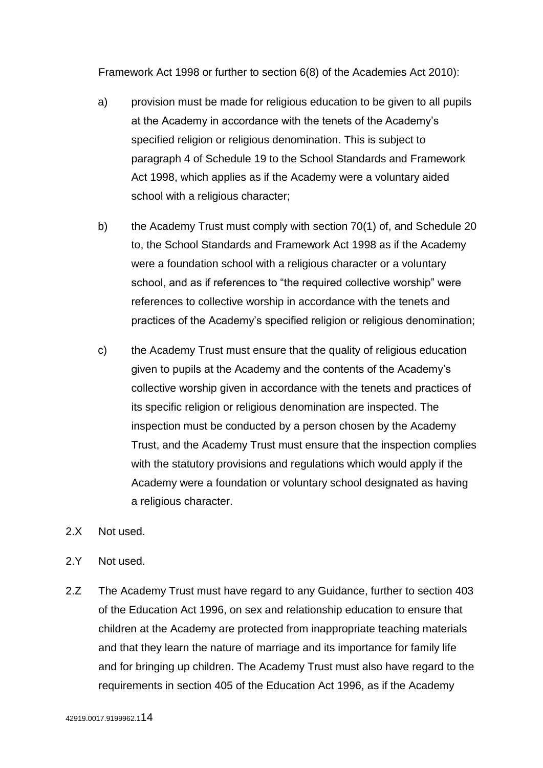Framework Act 1998 or further to section 6(8) of the Academies Act 2010):

a) provision must be made for religious education to be given to all pupils at the Academy in accordance with the tenets of the Academy's specified religion or religious denomination. This is subject to paragraph 4 of Schedule 19 to the School Standards and Framework Act 1998, which applies as if the Academy were a voluntary aided school with a religious character;

b) the Academy Trust must comply with section 70(1) of, and Schedule 20 to, the School Standards and Framework Act 1998 as if the Academy were a foundation school with a religious character or a voluntary school, and as if references to "the required collective worship" were references to collective worship in accordance with the tenets and practices of the Academy's specified religion or religious denomination;

c) the Academy Trust must ensure that the quality of religious education given to pupils at the Academy and the contents of the Academy's collective worship given in accordance with the tenets and practices of its specific religion or religious denomination are inspected. The inspection must be conducted by a person chosen by the Academy Trust, and the Academy Trust must ensure that the inspection complies with the statutory provisions and regulations which would apply if the Academy were a foundation or voluntary school designated as having a religious character.

2.X Not used.

2.Y Not used.

2.Z The Academy Trust must have regard to any Guidance, further to section 403 of the Education Act 1996, on sex and relationship education to ensure that children at the Academy are protected from inappropriate teaching materials and that they learn the nature of marriage and its importance for family life and for bringing up children. The Academy Trust must also have regard to the requirements in section 405 of the Education Act 1996, as if the Academy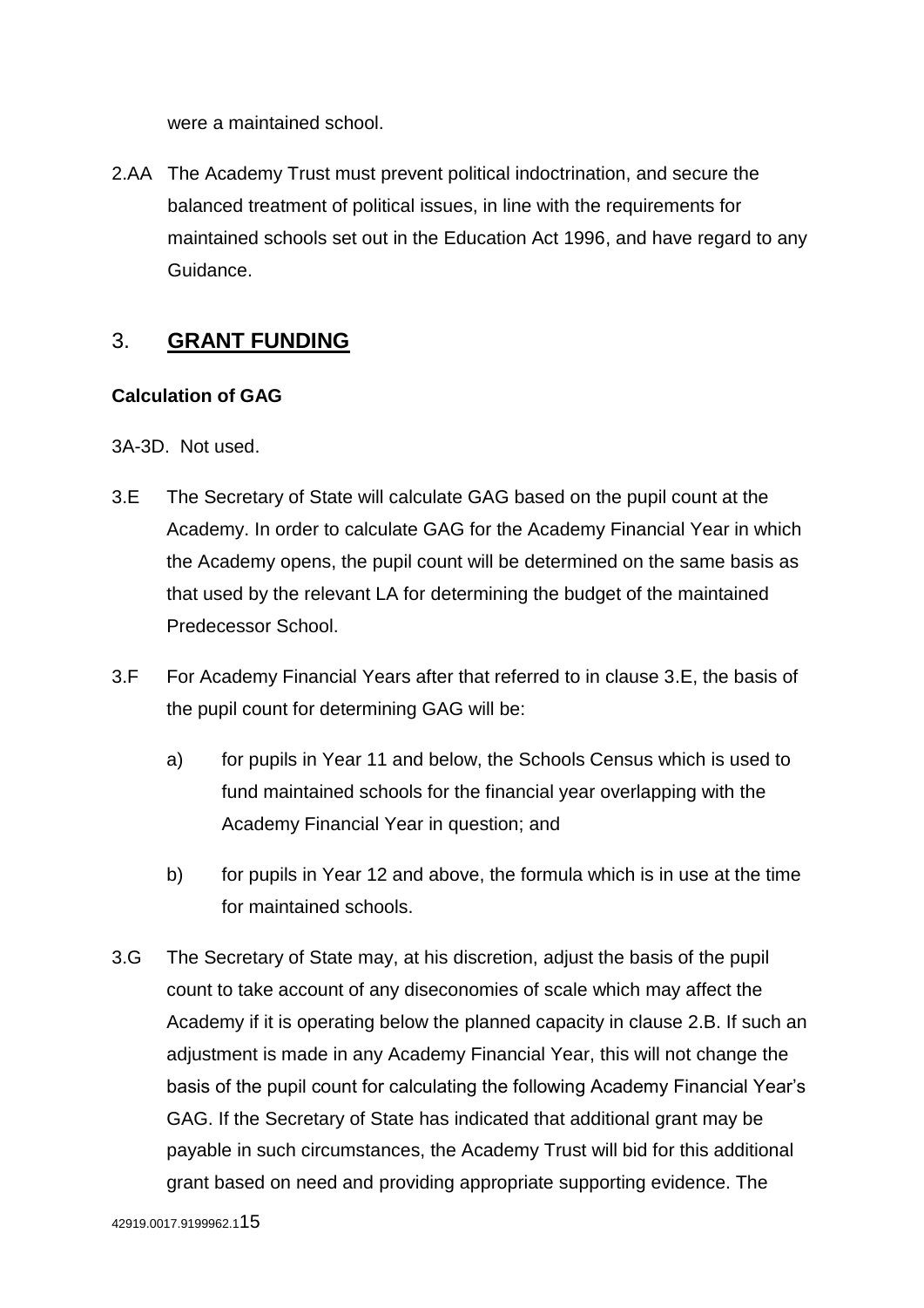were a maintained school.

2.AA The Academy Trust must prevent political indoctrination, and secure the balanced treatment of political issues, in line with the requirements for maintained schools set out in the Education Act 1996, and have regard to any Guidance.

## 3. **GRANT FUNDING**

**Calculation of GAG**

3A-3D. Not used.

3.E The Secretary of State will calculate GAG based on the pupil count at the Academy. In order to calculate GAG for the Academy Financial Year in which the Academy opens, the pupil count will be determined on the same basis as that used by the relevant LA for determining the budget of the maintained Predecessor School.

3.F For Academy Financial Years after that referred to in clause 3.E, the basis of the pupil count for determining GAG will be:

a) for pupils in Year 11 and below, the Schools Census which is used to fund maintained schools for the financial year overlapping with the Academy Financial Year in question; and

b) for pupils in Year 12 and above, the formula which is in use at the time for maintained schools.

3.G The Secretary of State may, at his discretion, adjust the basis of the pupil count to take account of any diseconomies of scale which may affect the Academy if it is operating below the planned capacity in clause 2.B. If such an adjustment is made in any Academy Financial Year, this will not change the basis of the pupil count for calculating the following Academy Financial Year's GAG. If the Secretary of State has indicated that additional grant may be payable in such circumstances, the Academy Trust will bid for this additional grant based on need and providing appropriate supporting evidence. The

42919.0017.9199962.1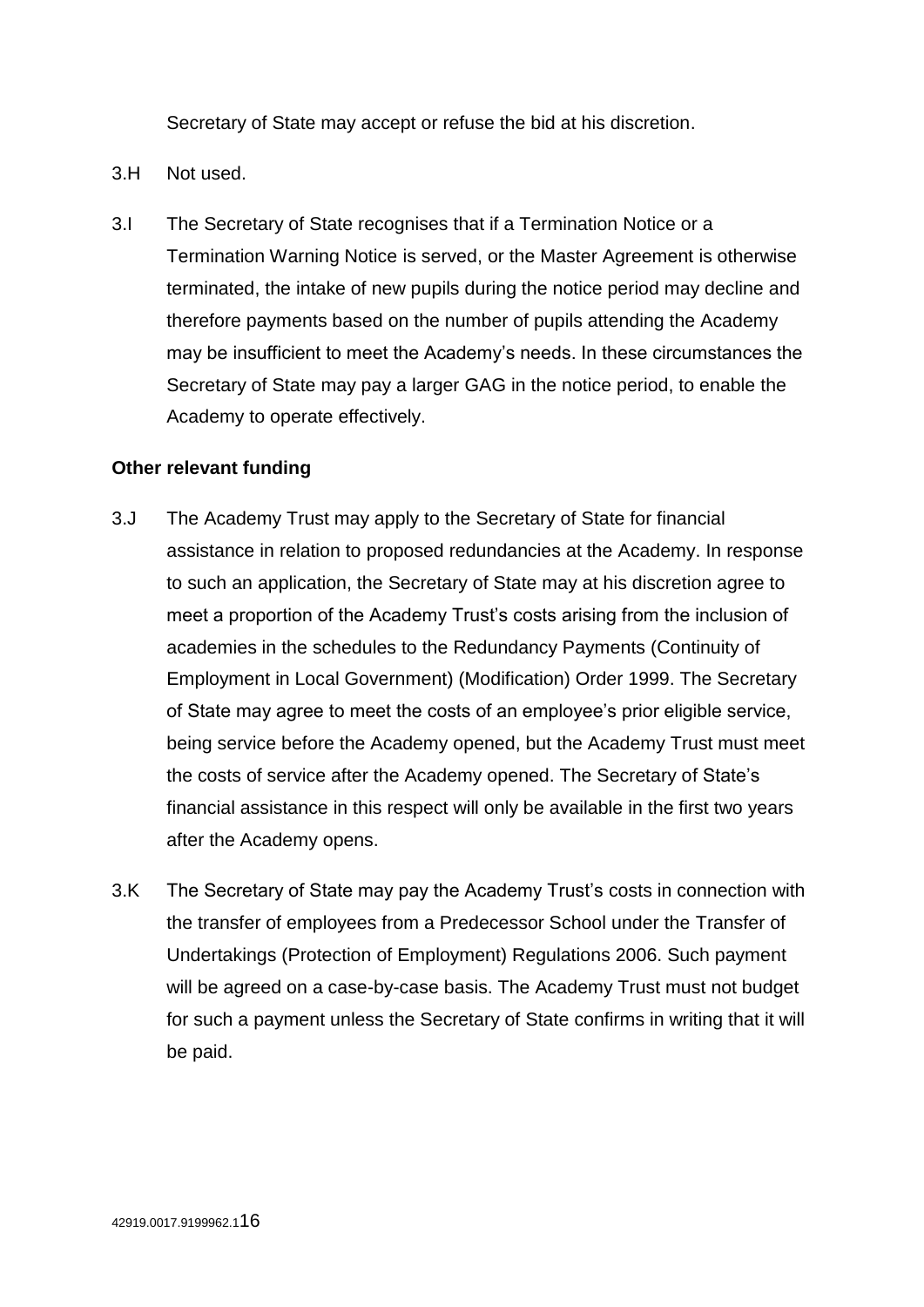Secretary of State may accept or refuse the bid at his discretion.

3.H Not used.

3.I The Secretary of State recognises that if a Termination Notice or a Termination Warning Notice is served, or the Master Agreement is otherwise terminated, the intake of new pupils during the notice period may decline and therefore payments based on the number of pupils attending the Academy may be insufficient to meet the Academy's needs. In these circumstances the Secretary of State may pay a larger GAG in the notice period, to enable the Academy to operate effectively.

**Other relevant funding**

3.J The Academy Trust may apply to the Secretary of State for financial assistance in relation to proposed redundancies at the Academy. In response to such an application, the Secretary of State may at his discretion agree to meet a proportion of the Academy Trust's costs arising from the inclusion of academies in the schedules to the Redundancy Payments (Continuity of Employment in Local Government) (Modification) Order 1999. The Secretary of State may agree to meet the costs of an employee's prior eligible service, being service before the Academy opened, but the Academy Trust must meet the costs of service after the Academy opened. The Secretary of State's financial assistance in this respect will only be available in the first two years after the Academy opens.

3.K The Secretary of State may pay the Academy Trust's costs in connection with the transfer of employees from a Predecessor School under the Transfer of Undertakings (Protection of Employment) Regulations 2006. Such payment will be agreed on a case-by-case basis. The Academy Trust must not budget for such a payment unless the Secretary of State confirms in writing that it will be paid.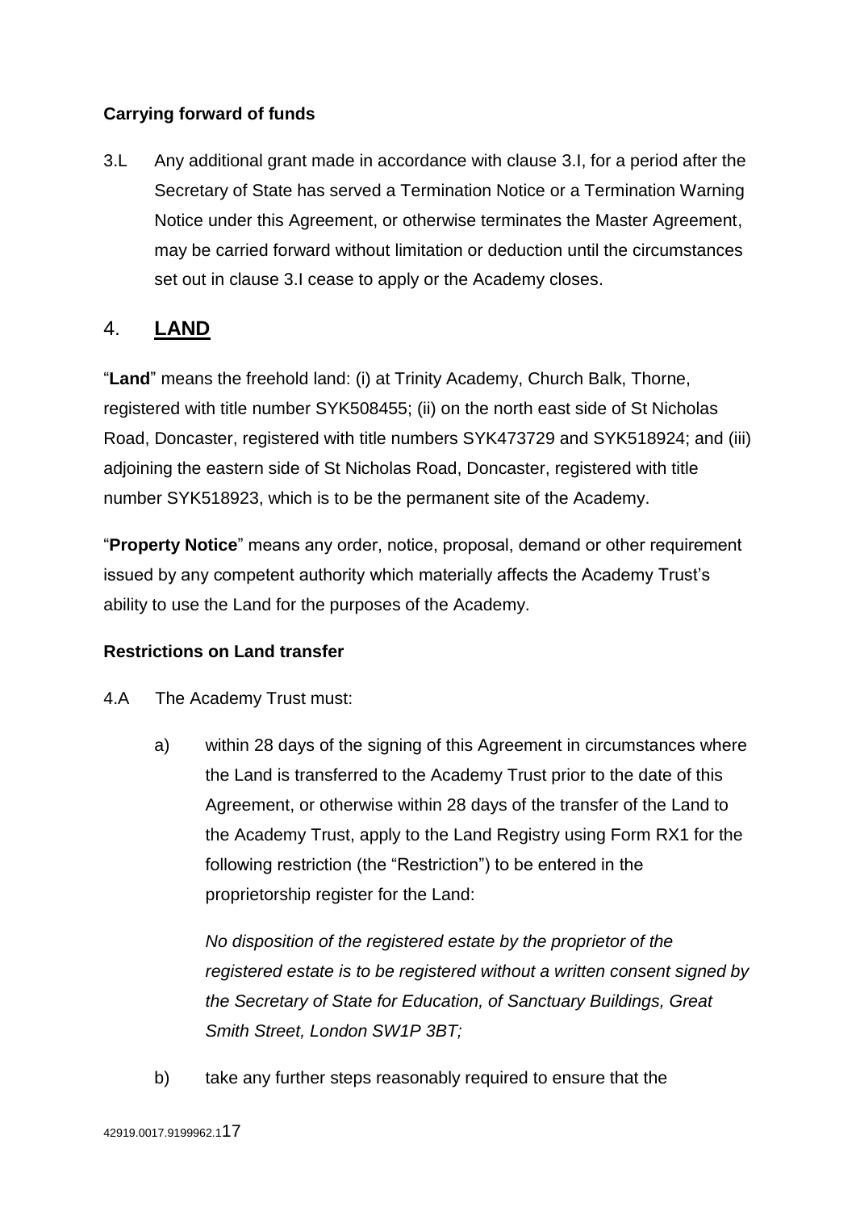**Carrying forward of funds**

3.L Any additional grant made in accordance with clause 3.I, for a period after the Secretary of State has served a Termination Notice or a Termination Warning Notice under this Agreement, or otherwise terminates the Master Agreement, may be carried forward without limitation or deduction until the circumstances set out in clause 3.I cease to apply or the Academy closes.

## 4. LAND

"**Land**" means the freehold land: (i) at Trinity Academy, Church Balk, Thorne, registered with title number SYK508455; (ii) on the north east side of St Nicholas Road, Doncaster, registered with title numbers SYK473729 and SYK518924; and (iii) adjoining the eastern side of St Nicholas Road, Doncaster, registered with title number SYK518923, which is to be the permanent site of the Academy.

"**Property Notice**" means any order, notice, proposal, demand or other requirement issued by any competent authority which materially affects the Academy Trust's ability to use the Land for the purposes of the Academy.

**Restrictions on Land transfer**

4.A The Academy Trust must:

a) within 28 days of the signing of this Agreement in circumstances where the Land is transferred to the Academy Trust prior to the date of this Agreement, or otherwise within 28 days of the transfer of the Land to the Academy Trust, apply to the Land Registry using Form RX1 for the following restriction (the "Restriction") to be entered in the proprietorship register for the Land:

*No disposition of the registered estate by the proprietor of the registered estate is to be registered without a written consent signed by the Secretary of State for Education, of Sanctuary Buildings, Great Smith Street, London SW1P 3BT;*

b) take any further steps reasonably required to ensure that the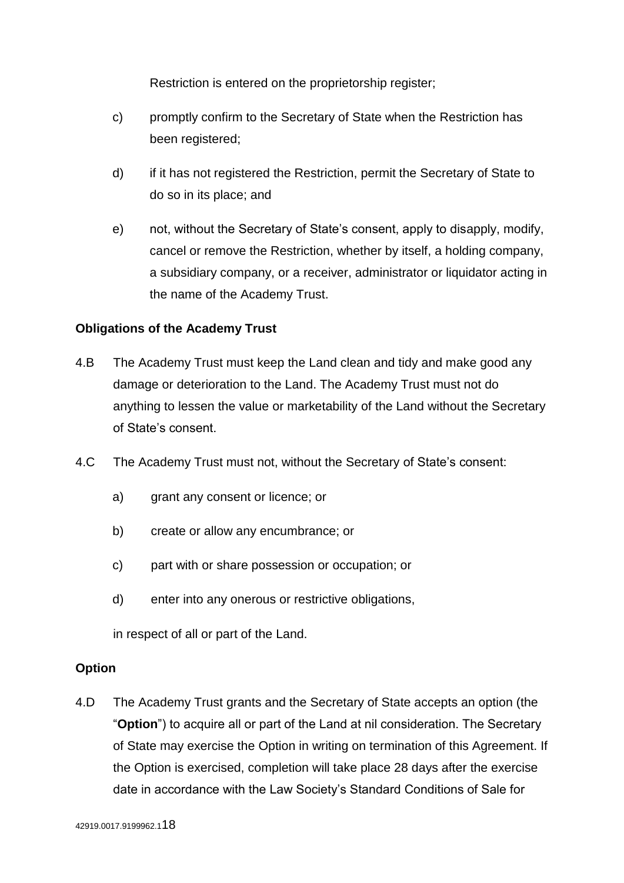Restriction is entered on the proprietorship register;

c) promptly confirm to the Secretary of State when the Restriction has been registered;

d) if it has not registered the Restriction, permit the Secretary of State to do so in its place; and

e) not, without the Secretary of State's consent, apply to disapply, modify, cancel or remove the Restriction, whether by itself, a holding company, a subsidiary company, or a receiver, administrator or liquidator acting in the name of the Academy Trust.

**Obligations of the Academy Trust**

4.B The Academy Trust must keep the Land clean and tidy and make good any damage or deterioration to the Land. The Academy Trust must not do anything to lessen the value or marketability of the Land without the Secretary of State's consent.

4.C The Academy Trust must not, without the Secretary of State's consent:

a) grant any consent or licence; or

b) create or allow any encumbrance; or

c) part with or share possession or occupation; or

d) enter into any onerous or restrictive obligations,

in respect of all or part of the Land.

**Option**

4.D The Academy Trust grants and the Secretary of State accepts an option (the "**Option**") to acquire all or part of the Land at nil consideration. The Secretary of State may exercise the Option in writing on termination of this Agreement. If the Option is exercised, completion will take place 28 days after the exercise date in accordance with the Law Society's Standard Conditions of Sale for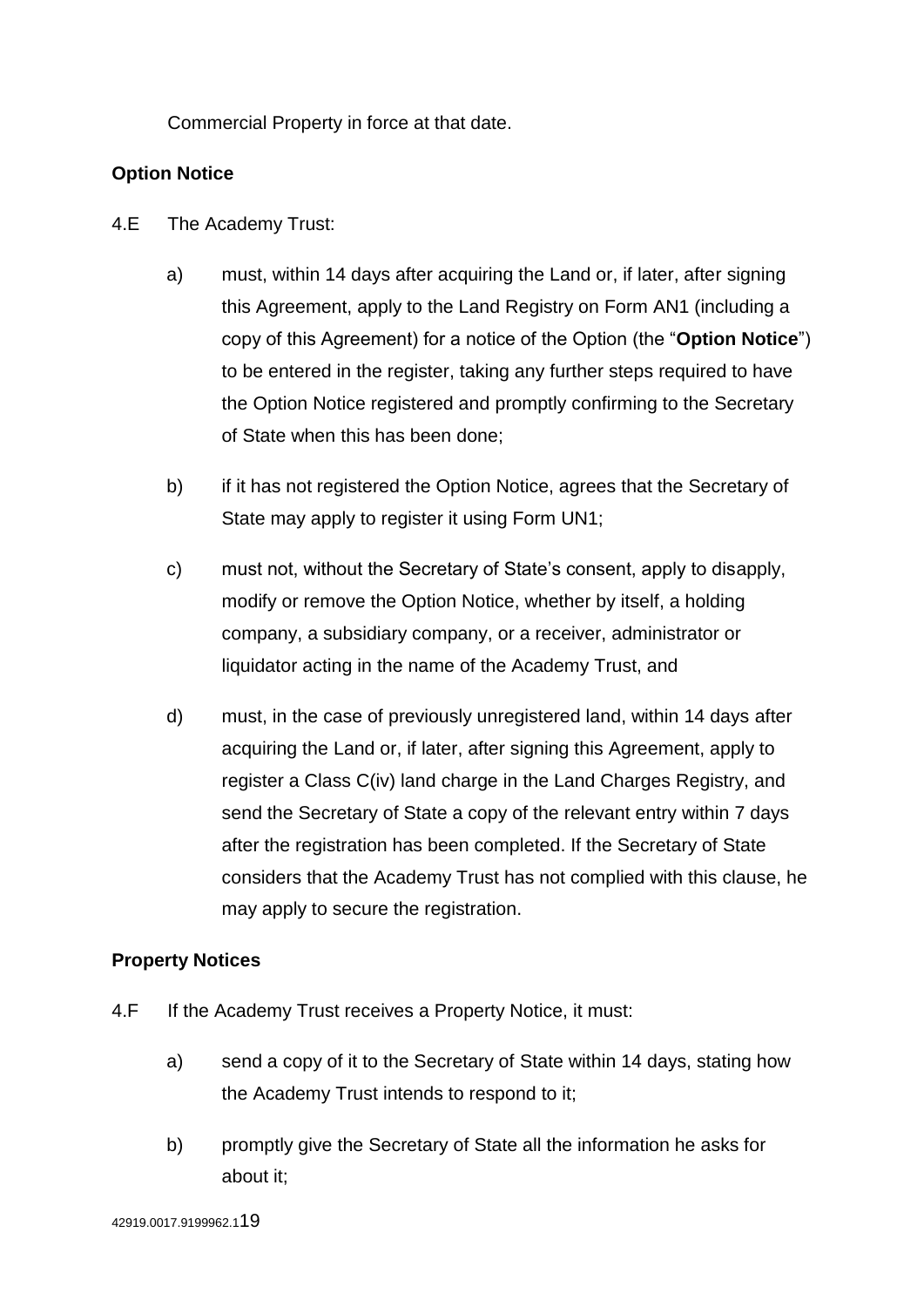Commercial Property in force at that date.

**Option Notice**

4.E The Academy Trust:

a) must, within 14 days after acquiring the Land or, if later, after signing this Agreement, apply to the Land Registry on Form AN1 (including a copy of this Agreement) for a notice of the Option (the "**Option Notice**") to be entered in the register, taking any further steps required to have the Option Notice registered and promptly confirming to the Secretary of State when this has been done;

b) if it has not registered the Option Notice, agrees that the Secretary of State may apply to register it using Form UN1;

c) must not, without the Secretary of State's consent, apply to disapply, modify or remove the Option Notice, whether by itself, a holding company, a subsidiary company, or a receiver, administrator or liquidator acting in the name of the Academy Trust, and

d) must, in the case of previously unregistered land, within 14 days after acquiring the Land or, if later, after signing this Agreement, apply to register a Class C(iv) land charge in the Land Charges Registry, and send the Secretary of State a copy of the relevant entry within 7 days after the registration has been completed. If the Secretary of State considers that the Academy Trust has not complied with this clause, he may apply to secure the registration.

**Property Notices**

4.F If the Academy Trust receives a Property Notice, it must:

a) send a copy of it to the Secretary of State within 14 days, stating how the Academy Trust intends to respond to it;

b) promptly give the Secretary of State all the information he asks for about it;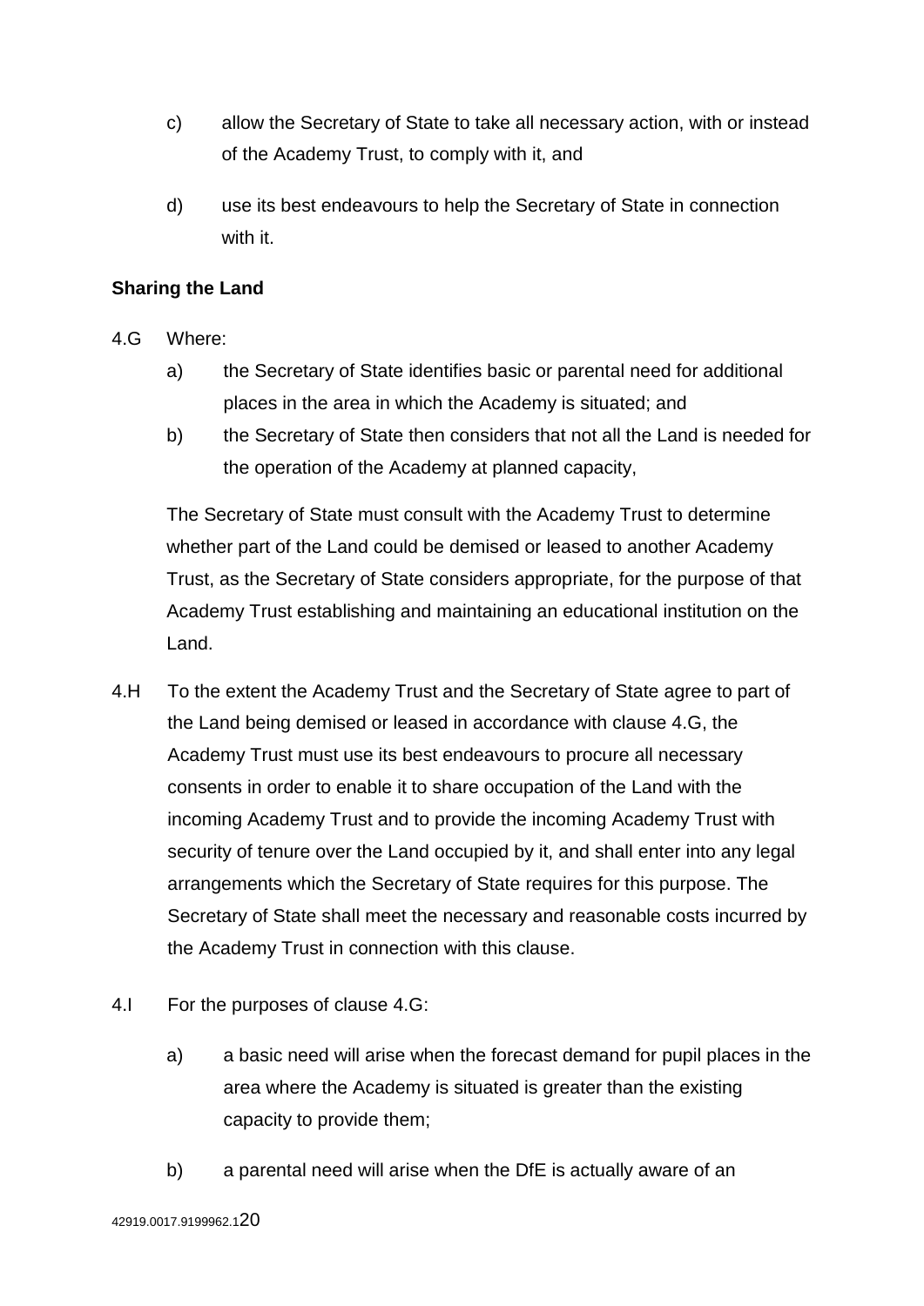c) allow the Secretary of State to take all necessary action, with or instead of the Academy Trust, to comply with it, and

d) use its best endeavours to help the Secretary of State in connection with it.

**Sharing the Land**

4.G Where:

a) the Secretary of State identifies basic or parental need for additional places in the area in which the Academy is situated; and

b) the Secretary of State then considers that not all the Land is needed for the operation of the Academy at planned capacity,

The Secretary of State must consult with the Academy Trust to determine whether part of the Land could be demised or leased to another Academy Trust, as the Secretary of State considers appropriate, for the purpose of that Academy Trust establishing and maintaining an educational institution on the Land.

4.H To the extent the Academy Trust and the Secretary of State agree to part of the Land being demised or leased in accordance with clause 4.G, the Academy Trust must use its best endeavours to procure all necessary consents in order to enable it to share occupation of the Land with the incoming Academy Trust and to provide the incoming Academy Trust with security of tenure over the Land occupied by it, and shall enter into any legal arrangements which the Secretary of State requires for this purpose. The Secretary of State shall meet the necessary and reasonable costs incurred by the Academy Trust in connection with this clause.

4.I For the purposes of clause 4.G:

a) a basic need will arise when the forecast demand for pupil places in the area where the Academy is situated is greater than the existing capacity to provide them;

b) a parental need will arise when the DfE is actually aware of an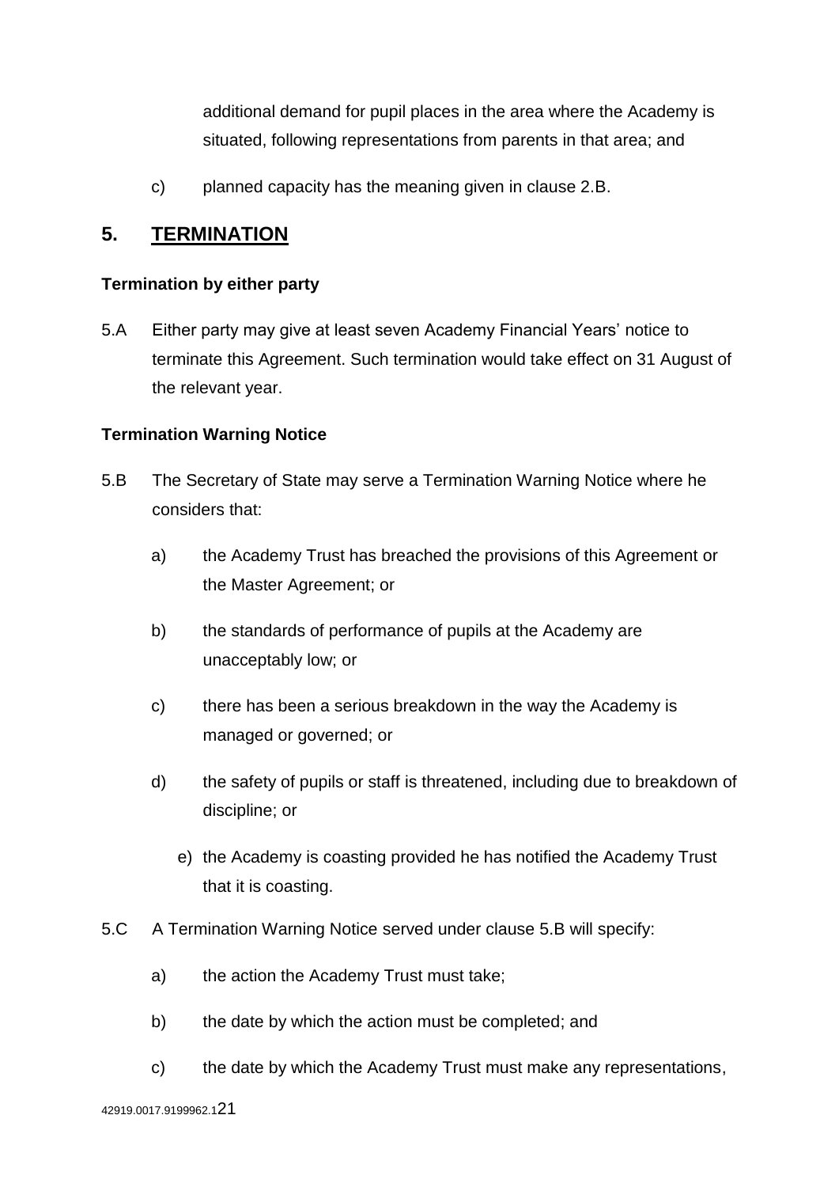additional demand for pupil places in the area where the Academy is situated, following representations from parents in that area; and

c) planned capacity has the meaning given in clause 2.B.

## 5. TERMINATION

**Termination by either party**

5.A Either party may give at least seven Academy Financial Years' notice to terminate this Agreement. Such termination would take effect on 31 August of the relevant year.

**Termination Warning Notice**

5.B The Secretary of State may serve a Termination Warning Notice where he considers that:

a) the Academy Trust has breached the provisions of this Agreement or the Master Agreement; or

b) the standards of performance of pupils at the Academy are unacceptably low; or

c) there has been a serious breakdown in the way the Academy is managed or governed; or

d) the safety of pupils or staff is threatened, including due to breakdown of discipline; or

e) the Academy is coasting provided he has notified the Academy Trust that it is coasting.

5.C A Termination Warning Notice served under clause 5.B will specify:

a) the action the Academy Trust must take;

b) the date by which the action must be completed; and

c) the date by which the Academy Trust must make any representations,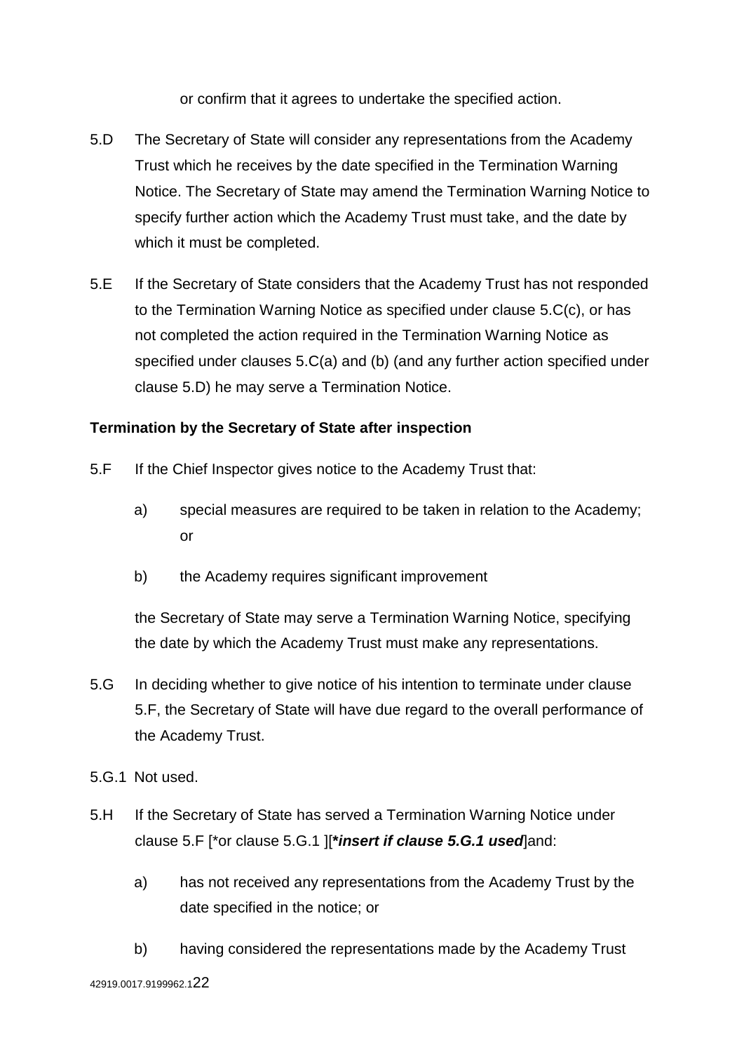or confirm that it agrees to undertake the specified action.

5.D The Secretary of State will consider any representations from the Academy Trust which he receives by the date specified in the Termination Warning Notice. The Secretary of State may amend the Termination Warning Notice to specify further action which the Academy Trust must take, and the date by which it must be completed.

5.E If the Secretary of State considers that the Academy Trust has not responded to the Termination Warning Notice as specified under clause 5.C(c), or has not completed the action required in the Termination Warning Notice as specified under clauses 5.C(a) and (b) (and any further action specified under clause 5.D) he may serve a Termination Notice.

**Termination by the Secretary of State after inspection**

5.F If the Chief Inspector gives notice to the Academy Trust that:

a) special measures are required to be taken in relation to the Academy; or

b) the Academy requires significant improvement

the Secretary of State may serve a Termination Warning Notice, specifying the date by which the Academy Trust must make any representations.

5.G In deciding whether to give notice of his intention to terminate under clause 5.F, the Secretary of State will have due regard to the overall performance of the Academy Trust.

5.G.1 Not used.

5.H If the Secretary of State has served a Termination Warning Notice under clause 5.F [*or clause 5.G.1 ][***insert if clause 5.G.1 used***]and:

a) has not received any representations from the Academy Trust by the date specified in the notice; or

b) having considered the representations made by the Academy Trust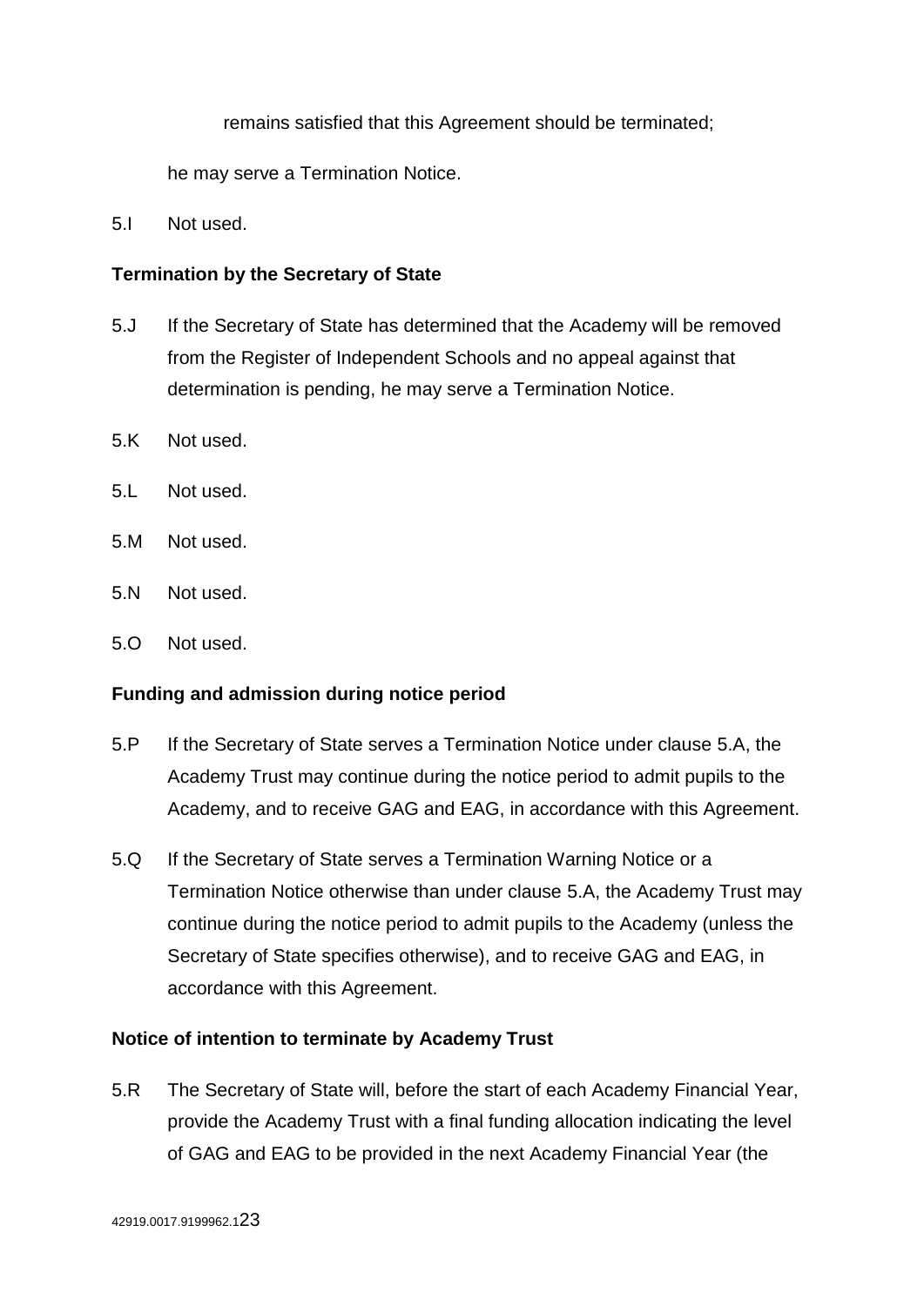remains satisfied that this Agreement should be terminated;

he may serve a Termination Notice.

5.I Not used.

**Termination by the Secretary of State**

5.J If the Secretary of State has determined that the Academy will be removed from the Register of Independent Schools and no appeal against that determination is pending, he may serve a Termination Notice.

5.K Not used.

5.L Not used.

5.M Not used.

5.N Not used.

5.O Not used.

**Funding and admission during notice period**

5.P If the Secretary of State serves a Termination Notice under clause 5.A, the Academy Trust may continue during the notice period to admit pupils to the Academy, and to receive GAG and EAG, in accordance with this Agreement.

5.Q If the Secretary of State serves a Termination Warning Notice or a Termination Notice otherwise than under clause 5.A, the Academy Trust may continue during the notice period to admit pupils to the Academy (unless the Secretary of State specifies otherwise), and to receive GAG and EAG, in accordance with this Agreement.

**Notice of intention to terminate by Academy Trust**

5.R The Secretary of State will, before the start of each Academy Financial Year, provide the Academy Trust with a final funding allocation indicating the level of GAG and EAG to be provided in the next Academy Financial Year (the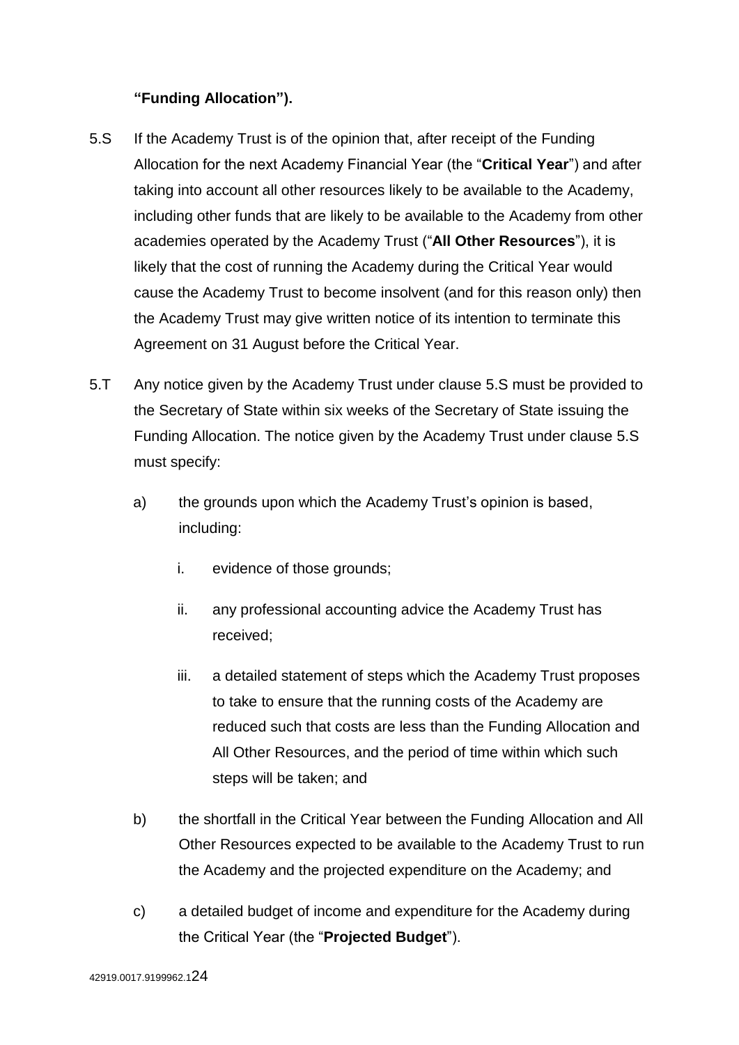**"Funding Allocation").**

5.S If the Academy Trust is of the opinion that, after receipt of the Funding Allocation for the next Academy Financial Year (the "**Critical Year**") and after taking into account all other resources likely to be available to the Academy, including other funds that are likely to be available to the Academy from other academies operated by the Academy Trust ("**All Other Resources**"), it is likely that the cost of running the Academy during the Critical Year would cause the Academy Trust to become insolvent (and for this reason only) then the Academy Trust may give written notice of its intention to terminate this Agreement on 31 August before the Critical Year.

5.T Any notice given by the Academy Trust under clause 5.S must be provided to the Secretary of State within six weeks of the Secretary of State issuing the Funding Allocation. The notice given by the Academy Trust under clause 5.S must specify:

a) the grounds upon which the Academy Trust's opinion is based, including:

    i. evidence of those grounds;

    ii. any professional accounting advice the Academy Trust has received;

    iii. a detailed statement of steps which the Academy Trust proposes to take to ensure that the running costs of the Academy are reduced such that costs are less than the Funding Allocation and All Other Resources, and the period of time within which such steps will be taken; and

b) the shortfall in the Critical Year between the Funding Allocation and All Other Resources expected to be available to the Academy Trust to run the Academy and the projected expenditure on the Academy; and

c) a detailed budget of income and expenditure for the Academy during the Critical Year (the "**Projected Budget**").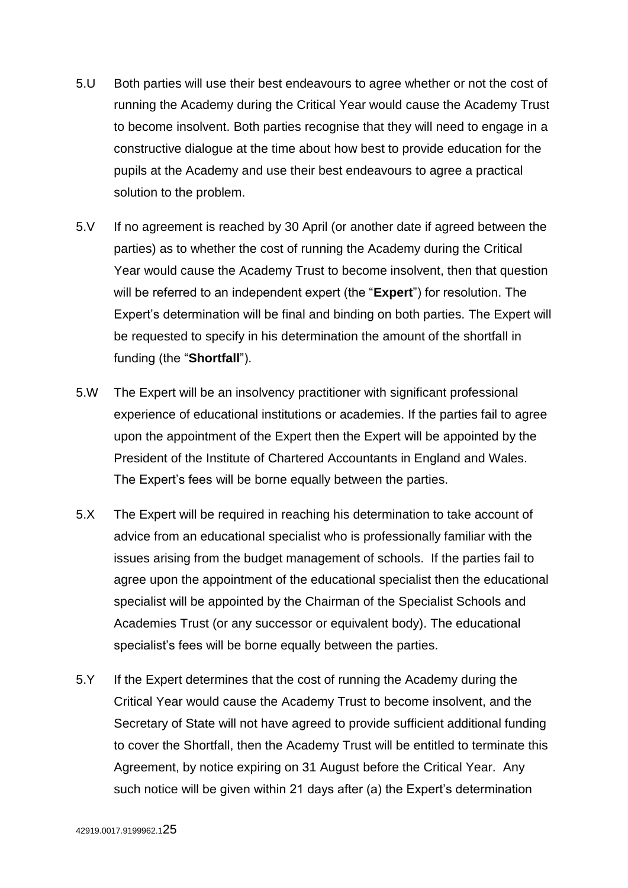5.U Both parties will use their best endeavours to agree whether or not the cost of running the Academy during the Critical Year would cause the Academy Trust to become insolvent. Both parties recognise that they will need to engage in a constructive dialogue at the time about how best to provide education for the pupils at the Academy and use their best endeavours to agree a practical solution to the problem.

5.V If no agreement is reached by 30 April (or another date if agreed between the parties) as to whether the cost of running the Academy during the Critical Year would cause the Academy Trust to become insolvent, then that question will be referred to an independent expert (the "**Expert**") for resolution. The Expert's determination will be final and binding on both parties. The Expert will be requested to specify in his determination the amount of the shortfall in funding (the "**Shortfall**").

5.W The Expert will be an insolvency practitioner with significant professional experience of educational institutions or academies. If the parties fail to agree upon the appointment of the Expert then the Expert will be appointed by the President of the Institute of Chartered Accountants in England and Wales. The Expert's fees will be borne equally between the parties.

5.X The Expert will be required in reaching his determination to take account of advice from an educational specialist who is professionally familiar with the issues arising from the budget management of schools. If the parties fail to agree upon the appointment of the educational specialist then the educational specialist will be appointed by the Chairman of the Specialist Schools and Academies Trust (or any successor or equivalent body). The educational specialist's fees will be borne equally between the parties.

5.Y If the Expert determines that the cost of running the Academy during the Critical Year would cause the Academy Trust to become insolvent, and the Secretary of State will not have agreed to provide sufficient additional funding to cover the Shortfall, then the Academy Trust will be entitled to terminate this Agreement, by notice expiring on 31 August before the Critical Year. Any such notice will be given within 21 days after (a) the Expert's determination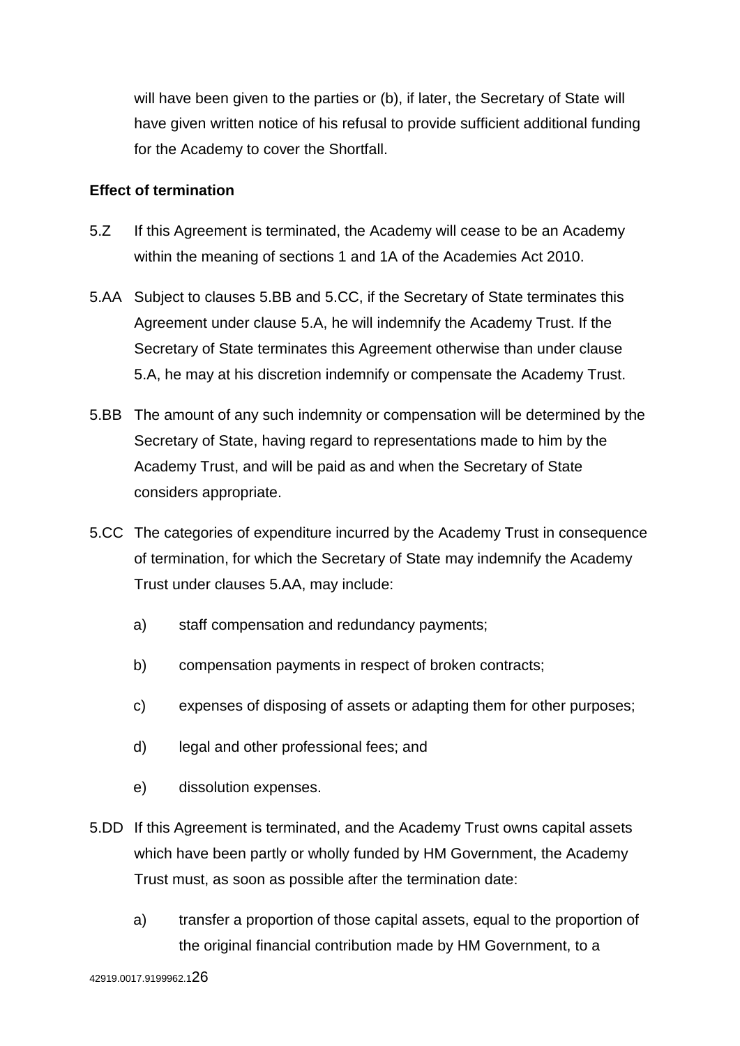will have been given to the parties or (b), if later, the Secretary of State will have given written notice of his refusal to provide sufficient additional funding for the Academy to cover the Shortfall.

**Effect of termination**

5.Z If this Agreement is terminated, the Academy will cease to be an Academy within the meaning of sections 1 and 1A of the Academies Act 2010.

5.AA Subject to clauses 5.BB and 5.CC, if the Secretary of State terminates this Agreement under clause 5.A, he will indemnify the Academy Trust. If the Secretary of State terminates this Agreement otherwise than under clause 5.A, he may at his discretion indemnify or compensate the Academy Trust.

5.BB The amount of any such indemnity or compensation will be determined by the Secretary of State, having regard to representations made to him by the Academy Trust, and will be paid as and when the Secretary of State considers appropriate.

5.CC The categories of expenditure incurred by the Academy Trust in consequence of termination, for which the Secretary of State may indemnify the Academy Trust under clauses 5.AA, may include:

a) staff compensation and redundancy payments;

b) compensation payments in respect of broken contracts;

c) expenses of disposing of assets or adapting them for other purposes;

d) legal and other professional fees; and

e) dissolution expenses.

5.DD If this Agreement is terminated, and the Academy Trust owns capital assets which have been partly or wholly funded by HM Government, the Academy Trust must, as soon as possible after the termination date:

a) transfer a proportion of those capital assets, equal to the proportion of the original financial contribution made by HM Government, to a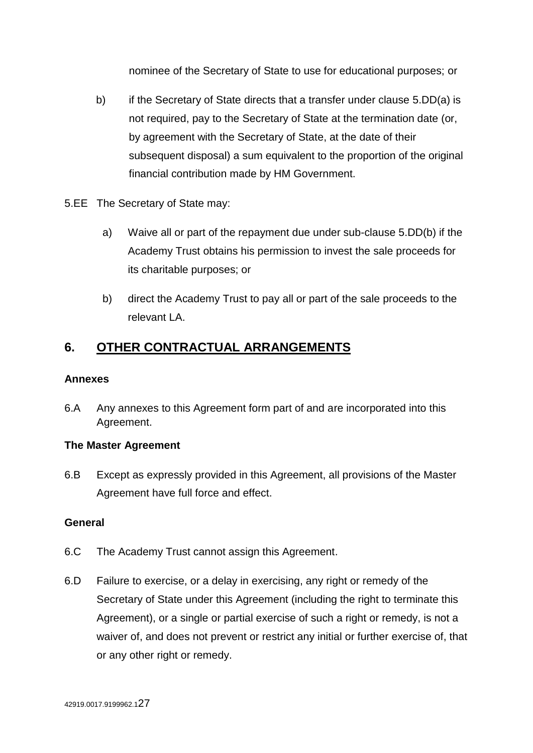nominee of the Secretary of State to use for educational purposes; or

b) if the Secretary of State directs that a transfer under clause 5.DD(a) is not required, pay to the Secretary of State at the termination date (or, by agreement with the Secretary of State, at the date of their subsequent disposal) a sum equivalent to the proportion of the original financial contribution made by HM Government.

5.EE The Secretary of State may:

a) Waive all or part of the repayment due under sub-clause 5.DD(b) if the Academy Trust obtains his permission to invest the sale proceeds for its charitable purposes; or

b) direct the Academy Trust to pay all or part of the sale proceeds to the relevant LA.

## 6. OTHER CONTRACTUAL ARRANGEMENTS

**Annexes**

6.A Any annexes to this Agreement form part of and are incorporated into this Agreement.

**The Master Agreement**

6.B Except as expressly provided in this Agreement, all provisions of the Master Agreement have full force and effect.

**General**

6.C The Academy Trust cannot assign this Agreement.

6.D Failure to exercise, or a delay in exercising, any right or remedy of the Secretary of State under this Agreement (including the right to terminate this Agreement), or a single or partial exercise of such a right or remedy, is not a waiver of, and does not prevent or restrict any initial or further exercise of, that or any other right or remedy.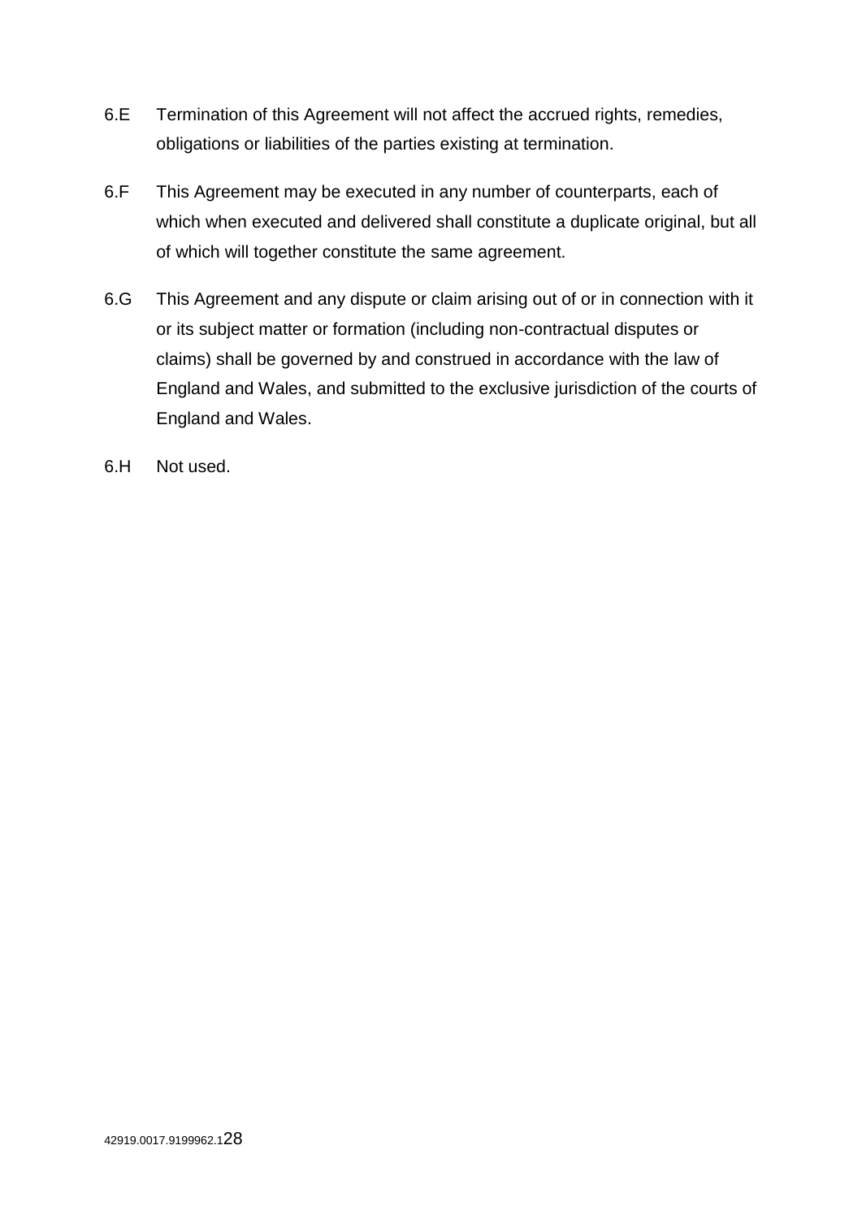6.E Termination of this Agreement will not affect the accrued rights, remedies, obligations or liabilities of the parties existing at termination.

6.F This Agreement may be executed in any number of counterparts, each of which when executed and delivered shall constitute a duplicate original, but all of which will together constitute the same agreement.

6.G This Agreement and any dispute or claim arising out of or in connection with it or its subject matter or formation (including non-contractual disputes or claims) shall be governed by and construed in accordance with the law of England and Wales, and submitted to the exclusive jurisdiction of the courts of England and Wales.

6.H Not used.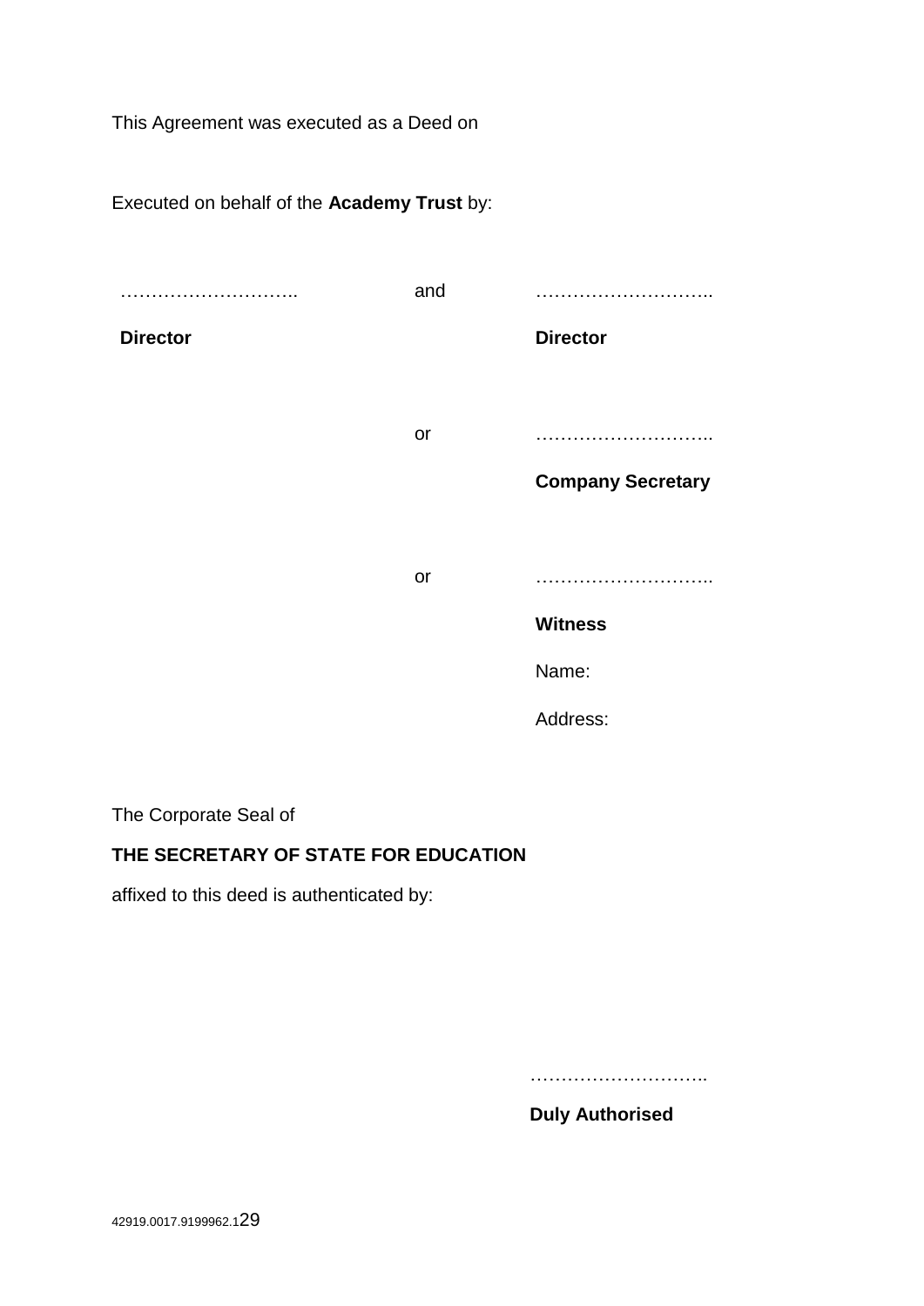This Agreement was executed as a Deed on

Executed on behalf of the **Academy Trust** by:

| | | |
|---|---|---|
| ……………………….. | and | ……………………….. |
| **Director** | | **Director** |
| | or | ……………………….. |
| | | **Company Secretary** |
| | or | ……………………….. |
| | | **Witness** |
| | | Name: |
| | | Address: |

The Corporate Seal of

**THE SECRETARY OF STATE FOR EDUCATION**

affixed to this deed is authenticated by:

………………………..

**Duly Authorised**

42919.0017.9199962.1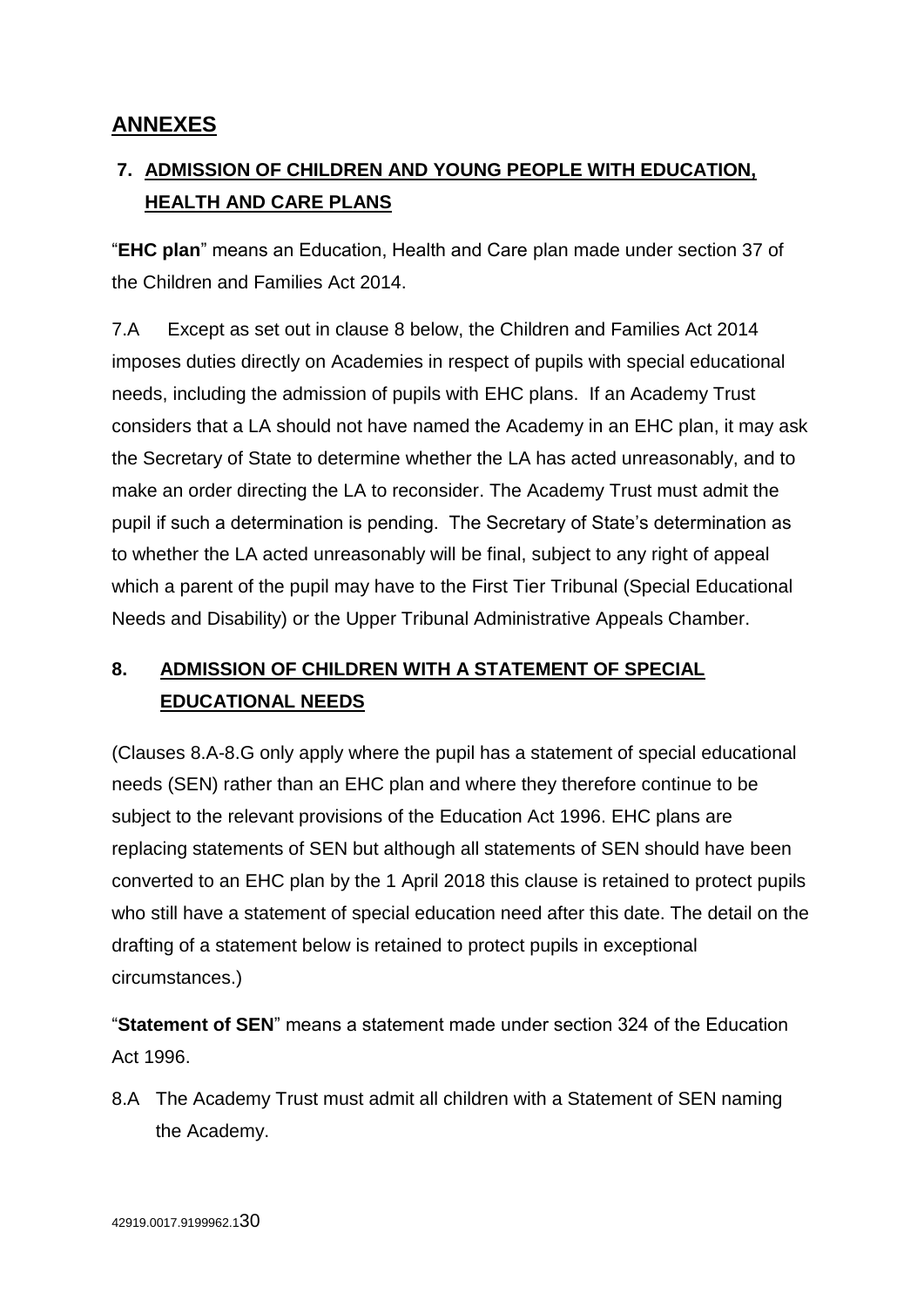## ANNEXES

### 7. ADMISSION OF CHILDREN AND YOUNG PEOPLE WITH EDUCATION, HEALTH AND CARE PLANS

"**EHC plan**" means an Education, Health and Care plan made under section 37 of the Children and Families Act 2014.

7.A Except as set out in clause 8 below, the Children and Families Act 2014 imposes duties directly on Academies in respect of pupils with special educational needs, including the admission of pupils with EHC plans. If an Academy Trust considers that a LA should not have named the Academy in an EHC plan, it may ask the Secretary of State to determine whether the LA has acted unreasonably, and to make an order directing the LA to reconsider. The Academy Trust must admit the pupil if such a determination is pending. The Secretary of State's determination as to whether the LA acted unreasonably will be final, subject to any right of appeal which a parent of the pupil may have to the First Tier Tribunal (Special Educational Needs and Disability) or the Upper Tribunal Administrative Appeals Chamber.

### 8. ADMISSION OF CHILDREN WITH A STATEMENT OF SPECIAL EDUCATIONAL NEEDS

(Clauses 8.A-8.G only apply where the pupil has a statement of special educational needs (SEN) rather than an EHC plan and where they therefore continue to be subject to the relevant provisions of the Education Act 1996. EHC plans are replacing statements of SEN but although all statements of SEN should have been converted to an EHC plan by the 1 April 2018 this clause is retained to protect pupils who still have a statement of special education need after this date. The detail on the drafting of a statement below is retained to protect pupils in exceptional circumstances.)

"**Statement of SEN**" means a statement made under section 324 of the Education Act 1996.

8.A The Academy Trust must admit all children with a Statement of SEN naming the Academy.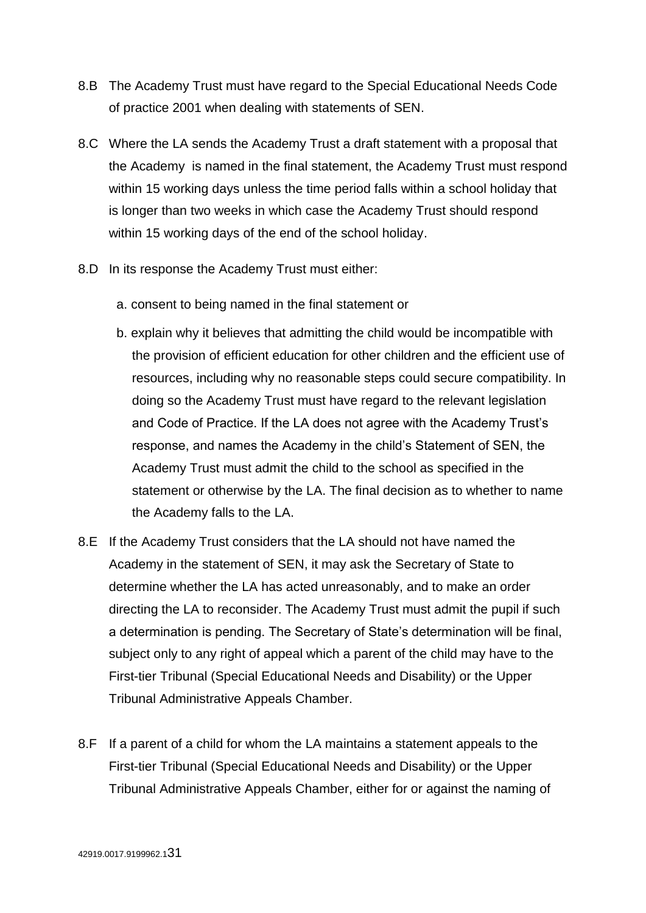8.B The Academy Trust must have regard to the Special Educational Needs Code of practice 2001 when dealing with statements of SEN.

8.C Where the LA sends the Academy Trust a draft statement with a proposal that the Academy is named in the final statement, the Academy Trust must respond within 15 working days unless the time period falls within a school holiday that is longer than two weeks in which case the Academy Trust should respond within 15 working days of the end of the school holiday.

8.D In its response the Academy Trust must either:

a. consent to being named in the final statement or

b. explain why it believes that admitting the child would be incompatible with the provision of efficient education for other children and the efficient use of resources, including why no reasonable steps could secure compatibility. In doing so the Academy Trust must have regard to the relevant legislation and Code of Practice. If the LA does not agree with the Academy Trust's response, and names the Academy in the child's Statement of SEN, the Academy Trust must admit the child to the school as specified in the statement or otherwise by the LA. The final decision as to whether to name the Academy falls to the LA.

8.E If the Academy Trust considers that the LA should not have named the Academy in the statement of SEN, it may ask the Secretary of State to determine whether the LA has acted unreasonably, and to make an order directing the LA to reconsider. The Academy Trust must admit the pupil if such a determination is pending. The Secretary of State's determination will be final, subject only to any right of appeal which a parent of the child may have to the First-tier Tribunal (Special Educational Needs and Disability) or the Upper Tribunal Administrative Appeals Chamber.

8.F If a parent of a child for whom the LA maintains a statement appeals to the First-tier Tribunal (Special Educational Needs and Disability) or the Upper Tribunal Administrative Appeals Chamber, either for or against the naming of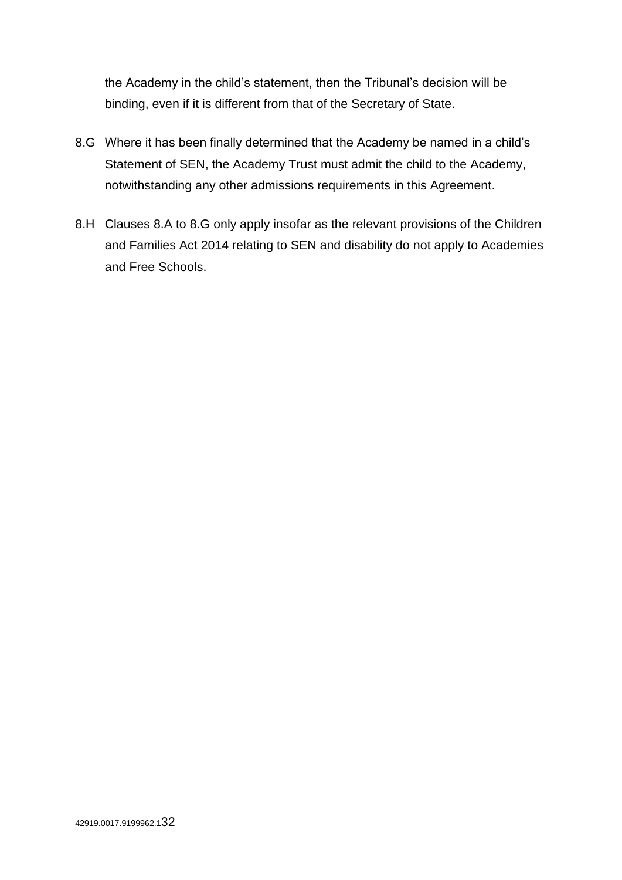the Academy in the child's statement, then the Tribunal's decision will be binding, even if it is different from that of the Secretary of State.

8.G Where it has been finally determined that the Academy be named in a child's Statement of SEN, the Academy Trust must admit the child to the Academy, notwithstanding any other admissions requirements in this Agreement.

8.H Clauses 8.A to 8.G only apply insofar as the relevant provisions of the Children and Families Act 2014 relating to SEN and disability do not apply to Academies and Free Schools.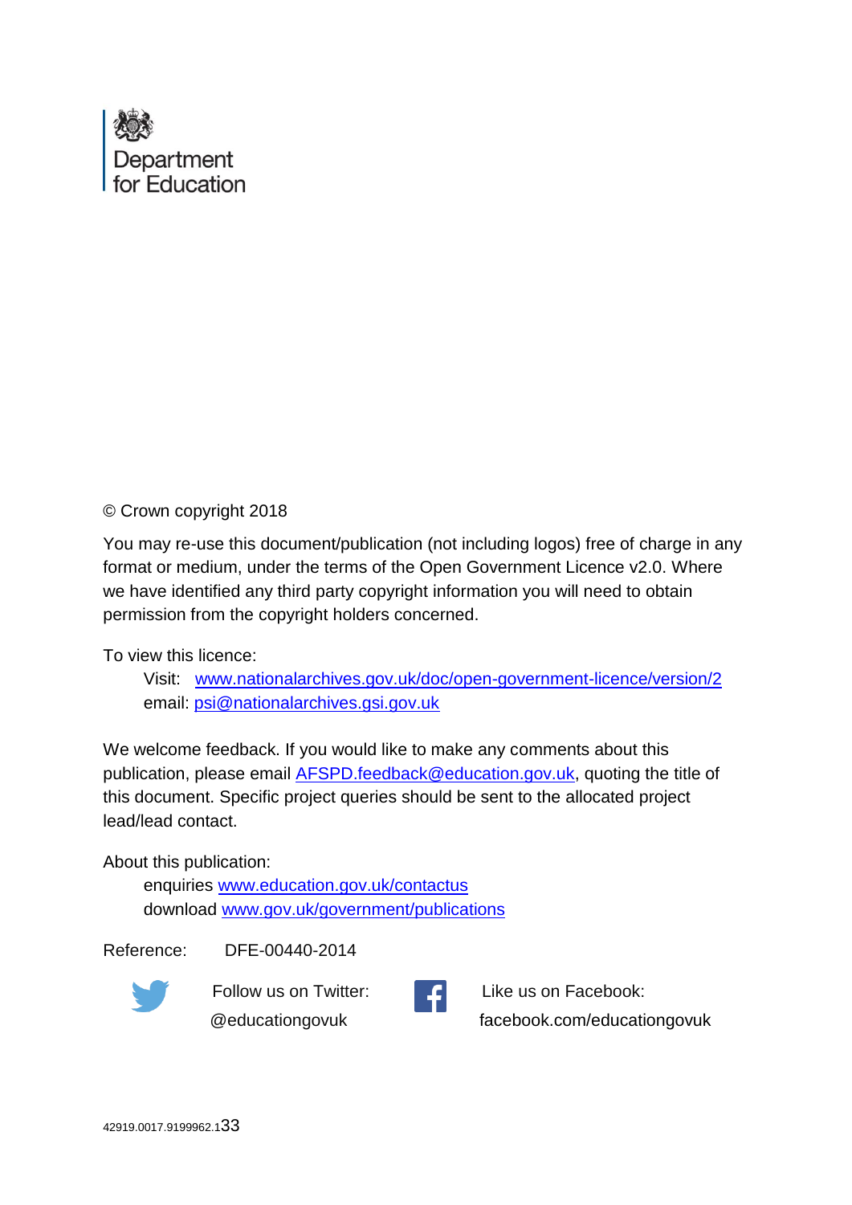Department
for Education

© Crown copyright 2018

You may re-use this document/publication (not including logos) free of charge in any format or medium, under the terms of the Open Government Licence v2.0. Where we have identified any third party copyright information you will need to obtain permission from the copyright holders concerned.

To view this licence:

Visit: www.nationalarchives.gov.uk/doc/open-government-licence/version/2
email: psi@nationalarchives.gsi.gov.uk

We welcome feedback. If you would like to make any comments about this publication, please email AFSPD.feedback@education.gov.uk, quoting the title of this document. Specific project queries should be sent to the allocated project lead/lead contact.

About this publication:

enquiries www.education.gov.uk/contactus
download www.gov.uk/government/publications

Reference: DFE-00440-2014

Follow us on Twitter: @educationgovuk

Like us on Facebook: facebook.com/educationgovuk

42919.0017.9199962.1